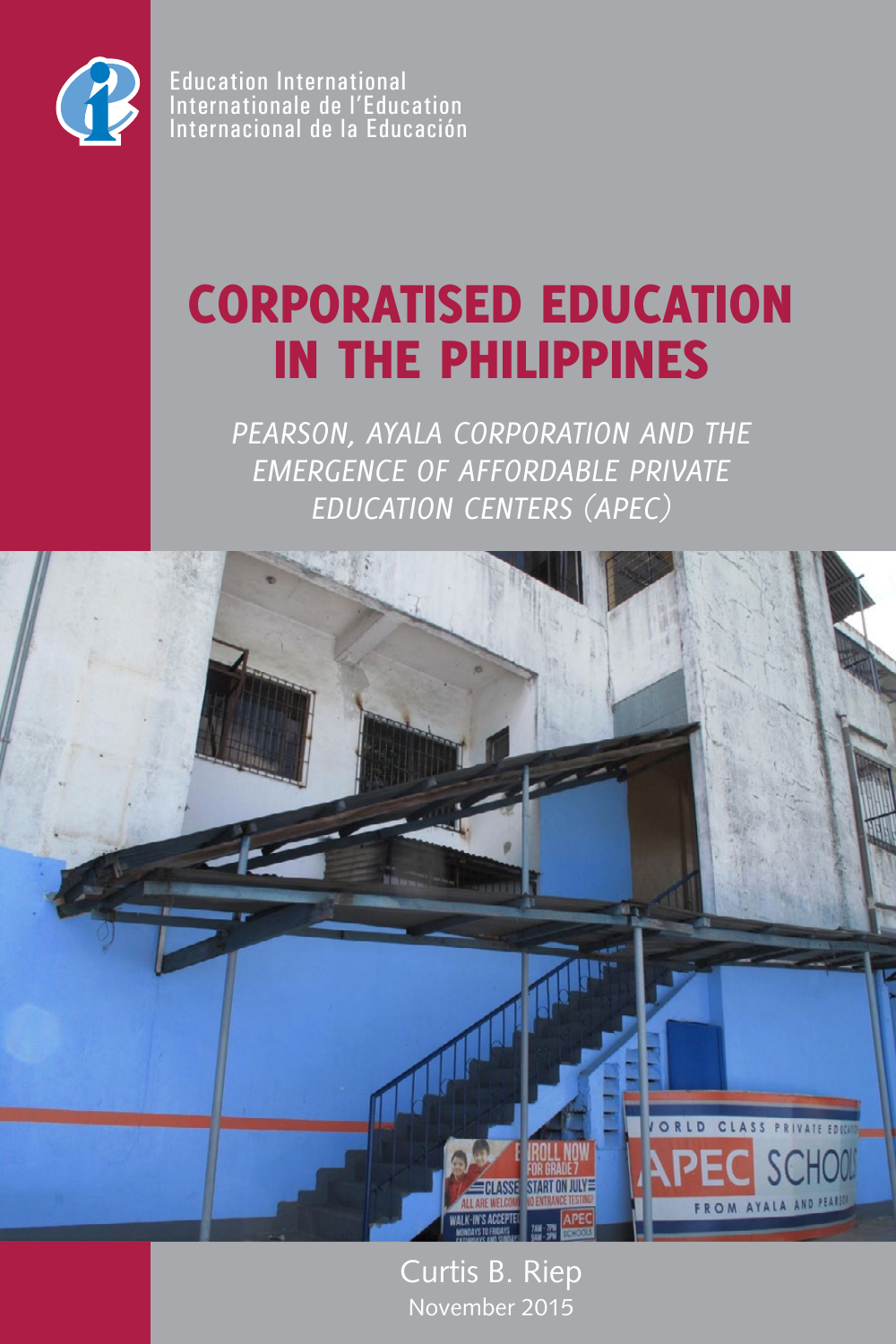Education International
Internationale de l'Education
Internacional de la Educación

# CORPORATISED EDUCATION IN THE PHILIPPINES

*PEARSON, AYALA CORPORATION AND THE EMERGENCE OF AFFORDABLE PRIVATE EDUCATION CENTERS (APEC)*

Curtis B. Riep

November 2015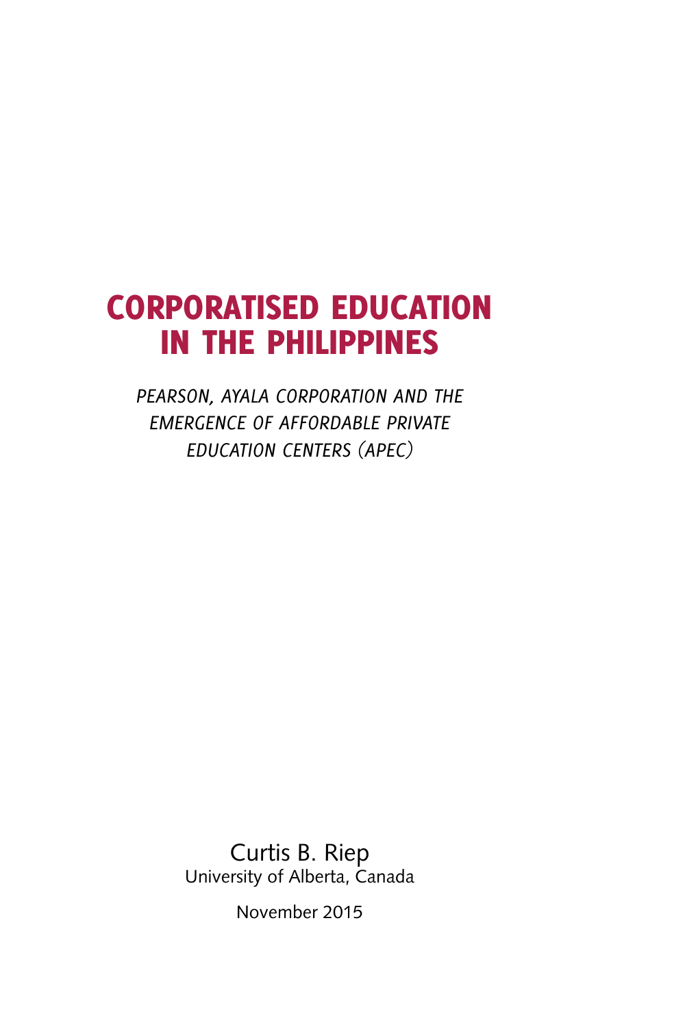# CORPORATISED EDUCATION IN THE PHILIPPINES

*PEARSON, AYALA CORPORATION AND THE EMERGENCE OF AFFORDABLE PRIVATE EDUCATION CENTERS (APEC)*

Curtis B. Riep
University of Alberta, Canada

November 2015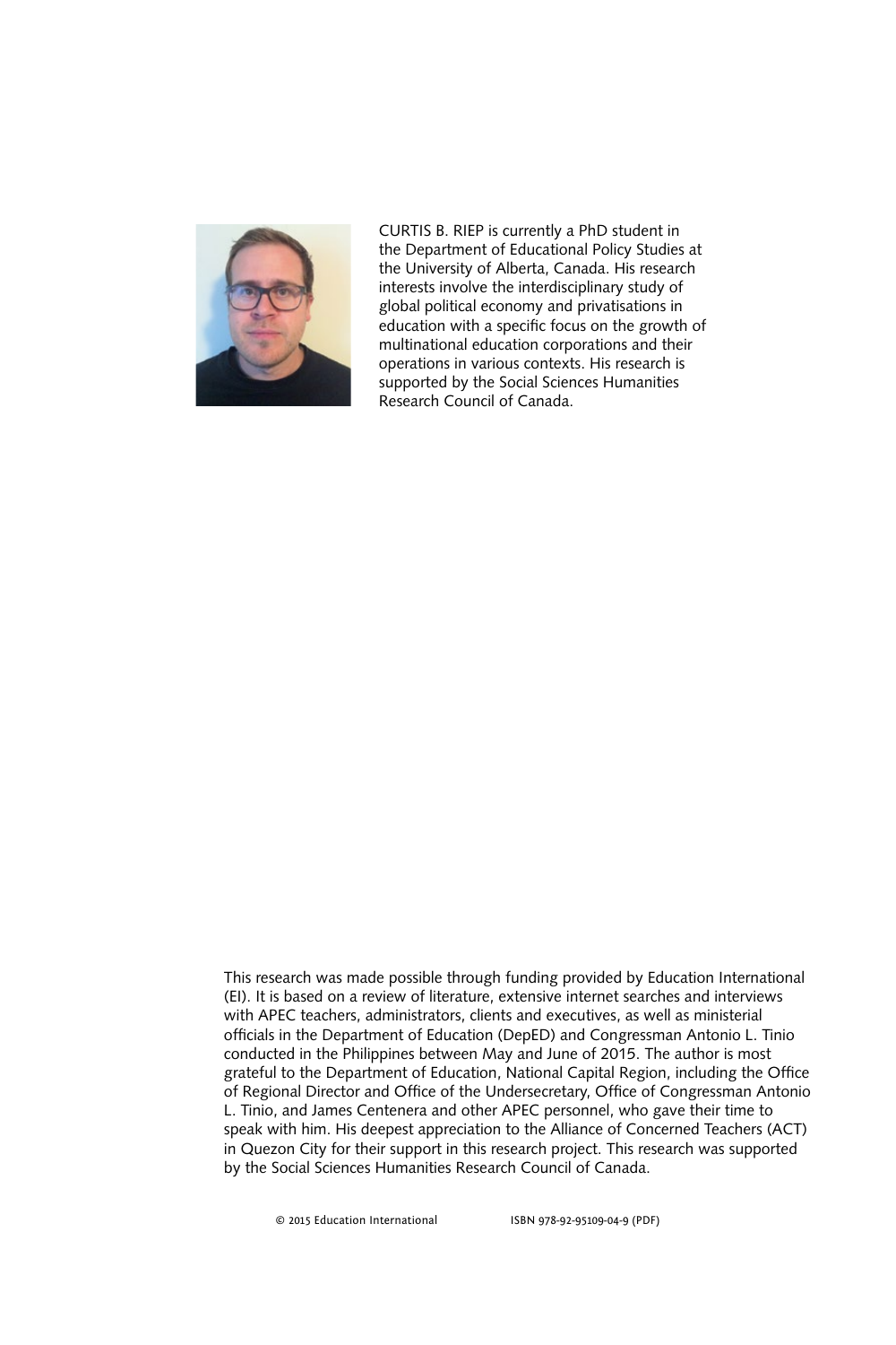CURTIS B. RIEP is currently a PhD student in the Department of Educational Policy Studies at the University of Alberta, Canada. His research interests involve the interdisciplinary study of global political economy and privatisations in education with a specific focus on the growth of multinational education corporations and their operations in various contexts. His research is supported by the Social Sciences Humanities Research Council of Canada.

This research was made possible through funding provided by Education International (EI). It is based on a review of literature, extensive internet searches and interviews with APEC teachers, administrators, clients and executives, as well as ministerial officials in the Department of Education (DepED) and Congressman Antonio L. Tinio conducted in the Philippines between May and June of 2015. The author is most grateful to the Department of Education, National Capital Region, including the Office of Regional Director and Office of the Undersecretary, Office of Congressman Antonio L. Tinio, and James Centenera and other APEC personnel, who gave their time to speak with him. His deepest appreciation to the Alliance of Concerned Teachers (ACT) in Quezon City for their support in this research project. This research was supported by the Social Sciences Humanities Research Council of Canada.

© 2015 Education International ISBN 978-92-95109-04-9 (PDF)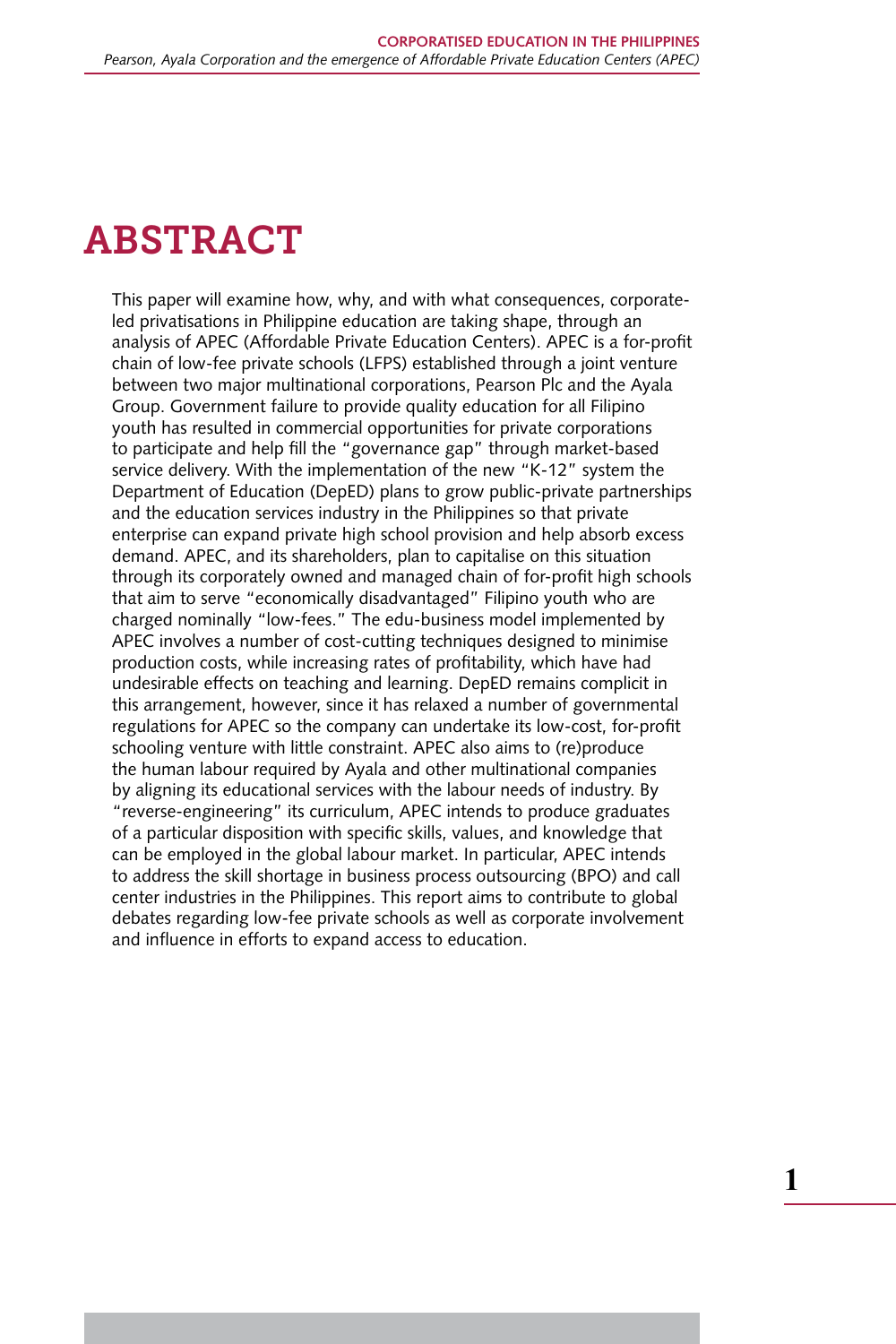# ABSTRACT

This paper will examine how, why, and with what consequences, corporate-led privatisations in Philippine education are taking shape, through an analysis of APEC (Affordable Private Education Centers). APEC is a for-profit chain of low-fee private schools (LFPS) established through a joint venture between two major multinational corporations, Pearson Plc and the Ayala Group. Government failure to provide quality education for all Filipino youth has resulted in commercial opportunities for private corporations to participate and help fill the "governance gap" through market-based service delivery. With the implementation of the new "K-12" system the Department of Education (DepED) plans to grow public-private partnerships and the education services industry in the Philippines so that private enterprise can expand private high school provision and help absorb excess demand. APEC, and its shareholders, plan to capitalise on this situation through its corporately owned and managed chain of for-profit high schools that aim to serve "economically disadvantaged" Filipino youth who are charged nominally "low-fees." The edu-business model implemented by APEC involves a number of cost-cutting techniques designed to minimise production costs, while increasing rates of profitability, which have had undesirable effects on teaching and learning. DepED remains complicit in this arrangement, however, since it has relaxed a number of governmental regulations for APEC so the company can undertake its low-cost, for-profit schooling venture with little constraint. APEC also aims to (re)produce the human labour required by Ayala and other multinational companies by aligning its educational services with the labour needs of industry. By "reverse-engineering" its curriculum, APEC intends to produce graduates of a particular disposition with specific skills, values, and knowledge that can be employed in the global labour market. In particular, APEC intends to address the skill shortage in business process outsourcing (BPO) and call center industries in the Philippines. This report aims to contribute to global debates regarding low-fee private schools as well as corporate involvement and influence in efforts to expand access to education.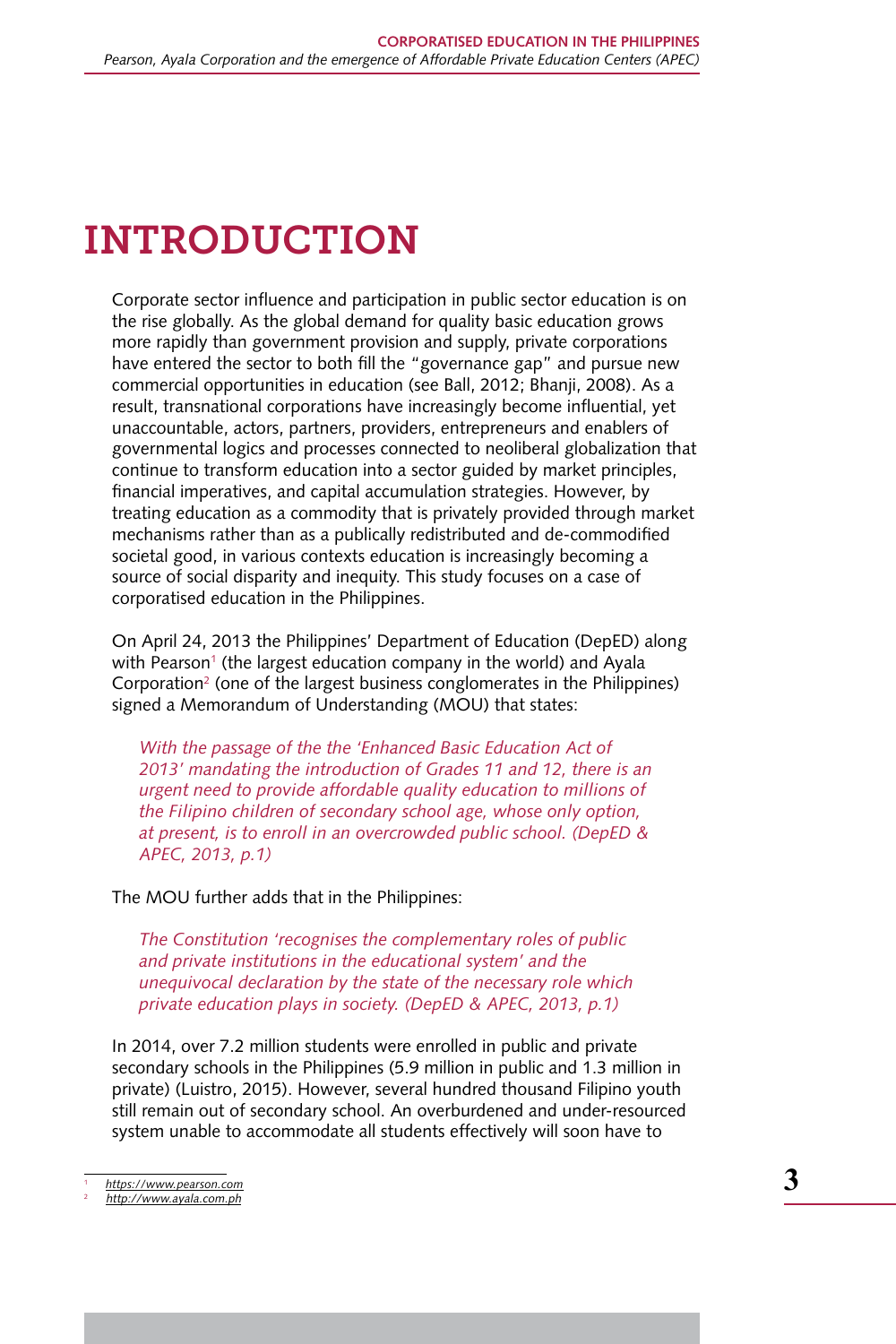# INTRODUCTION

Corporate sector influence and participation in public sector education is on the rise globally. As the global demand for quality basic education grows more rapidly than government provision and supply, private corporations have entered the sector to both fill the "governance gap" and pursue new commercial opportunities in education (see Ball, 2012; Bhanji, 2008). As a result, transnational corporations have increasingly become influential, yet unaccountable, actors, partners, providers, entrepreneurs and enablers of governmental logics and processes connected to neoliberal globalization that continue to transform education into a sector guided by market principles, financial imperatives, and capital accumulation strategies. However, by treating education as a commodity that is privately provided through market mechanisms rather than as a publically redistributed and de-commodified societal good, in various contexts education is increasingly becoming a source of social disparity and inequity. This study focuses on a case of corporatised education in the Philippines.

On April 24, 2013 the Philippines' Department of Education (DepED) along with Pearson[1] (the largest education company in the world) and Ayala Corporation[2] (one of the largest business conglomerates in the Philippines) signed a Memorandum of Understanding (MOU) that states:

> *With the passage of the the 'Enhanced Basic Education Act of 2013' mandating the introduction of Grades 11 and 12, there is an urgent need to provide affordable quality education to millions of the Filipino children of secondary school age, whose only option, at present, is to enroll in an overcrowded public school. (DepED & APEC, 2013, p.1)*

The MOU further adds that in the Philippines:

> *The Constitution 'recognises the complementary roles of public and private institutions in the educational system' and the unequivocal declaration by the state of the necessary role which private education plays in society. (DepED & APEC, 2013, p.1)*

In 2014, over 7.2 million students were enrolled in public and private secondary schools in the Philippines (5.9 million in public and 1.3 million in private) (Luistro, 2015). However, several hundred thousand Filipino youth still remain out of secondary school. An overburdened and under-resourced system unable to accommodate all students effectively will soon have to

[1] https://www.pearson.com
[2] http://www.ayala.com.ph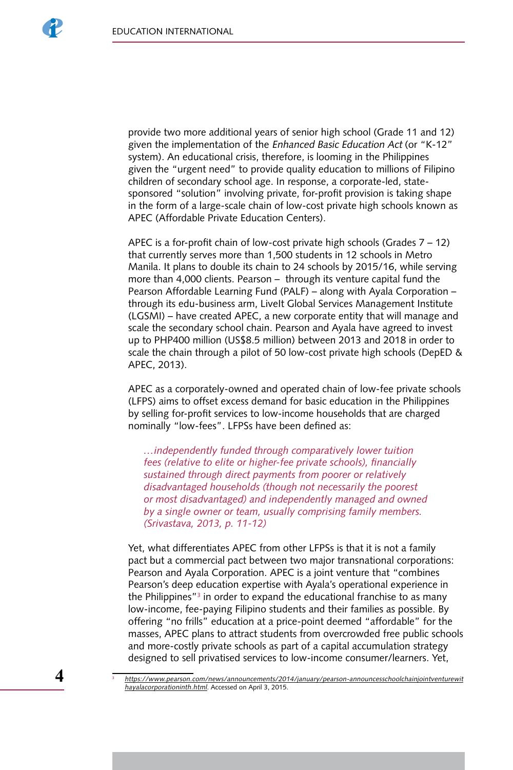provide two more additional years of senior high school (Grade 11 and 12) given the implementation of the *Enhanced Basic Education Act* (or "K-12" system). An educational crisis, therefore, is looming in the Philippines given the "urgent need" to provide quality education to millions of Filipino children of secondary school age. In response, a corporate-led, state-sponsored "solution" involving private, for-profit provision is taking shape in the form of a large-scale chain of low-cost private high schools known as APEC (Affordable Private Education Centers).

APEC is a for-profit chain of low-cost private high schools (Grades 7 – 12) that currently serves more than 1,500 students in 12 schools in Metro Manila. It plans to double its chain to 24 schools by 2015/16, while serving more than 4,000 clients. Pearson – through its venture capital fund the Pearson Affordable Learning Fund (PALF) – along with Ayala Corporation – through its edu-business arm, LiveIt Global Services Management Institute (LGSMI) – have created APEC, a new corporate entity that will manage and scale the secondary school chain. Pearson and Ayala have agreed to invest up to PHP400 million (US$8.5 million) between 2013 and 2018 in order to scale the chain through a pilot of 50 low-cost private high schools (DepED & APEC, 2013).

APEC as a corporately-owned and operated chain of low-fee private schools (LFPS) aims to offset excess demand for basic education in the Philippines by selling for-profit services to low-income households that are charged nominally "low-fees". LFPSs have been defined as:

> *…independently funded through comparatively lower tuition fees (relative to elite or higher-fee private schools), financially sustained through direct payments from poorer or relatively disadvantaged households (though not necessarily the poorest or most disadvantaged) and independently managed and owned by a single owner or team, usually comprising family members. (Srivastava, 2013, p. 11-12)*

Yet, what differentiates APEC from other LFPSs is that it is not a family pact but a commercial pact between two major transnational corporations: Pearson and Ayala Corporation. APEC is a joint venture that "combines Pearson's deep education expertise with Ayala's operational experience in the Philippines"[3] in order to expand the educational franchise to as many low-income, fee-paying Filipino students and their families as possible. By offering "no frills" education at a price-point deemed "affordable" for the masses, APEC plans to attract students from overcrowded free public schools and more-costly private schools as part of a capital accumulation strategy designed to sell privatised services to low-income consumer/learners. Yet,

[3] https://www.pearson.com/news/announcements/2014/january/pearson-announcesschoolchainjointventurewithayalacorporationinth.html. Accessed on April 3, 2015.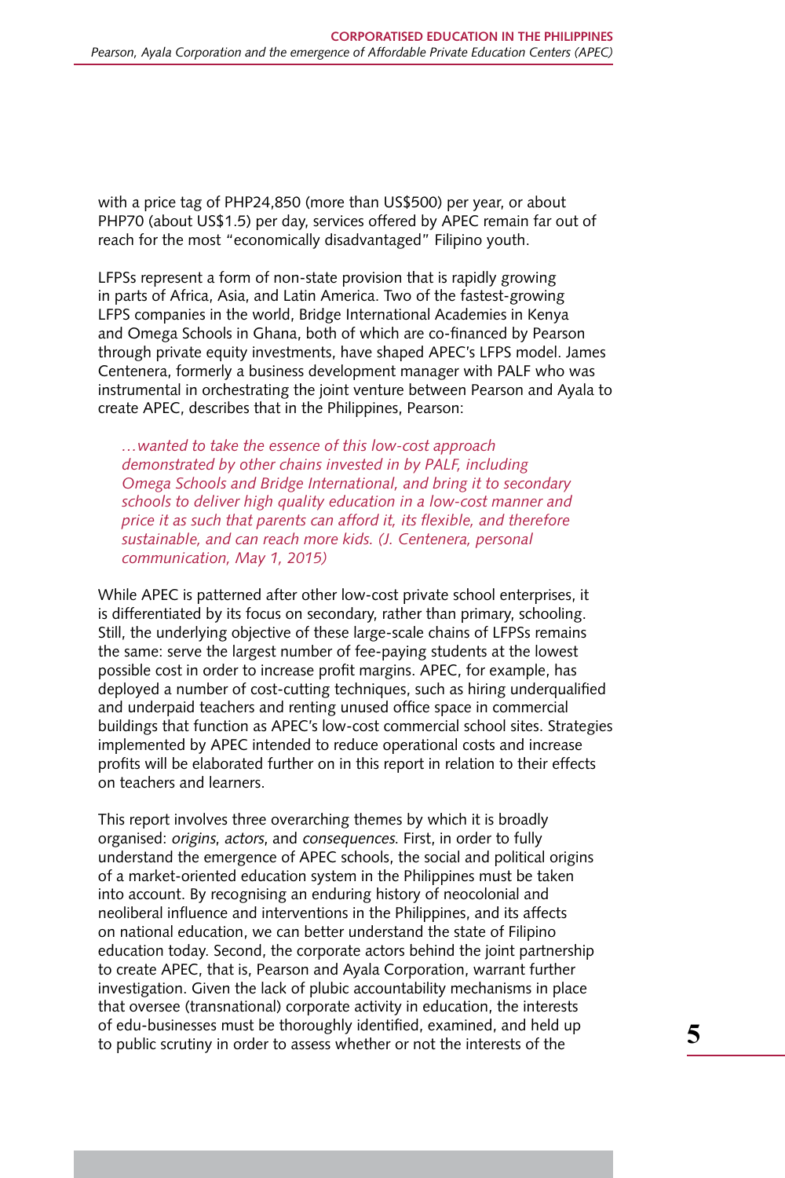with a price tag of PHP24,850 (more than US$500) per year, or about PHP70 (about US$1.5) per day, services offered by APEC remain far out of reach for the most "economically disadvantaged" Filipino youth.

LFPSs represent a form of non-state provision that is rapidly growing in parts of Africa, Asia, and Latin America. Two of the fastest-growing LFPS companies in the world, Bridge International Academies in Kenya and Omega Schools in Ghana, both of which are co-financed by Pearson through private equity investments, have shaped APEC's LFPS model. James Centenera, formerly a business development manager with PALF who was instrumental in orchestrating the joint venture between Pearson and Ayala to create APEC, describes that in the Philippines, Pearson:

> *…wanted to take the essence of this low-cost approach demonstrated by other chains invested in by PALF, including Omega Schools and Bridge International, and bring it to secondary schools to deliver high quality education in a low-cost manner and price it as such that parents can afford it, its flexible, and therefore sustainable, and can reach more kids. (J. Centenera, personal communication, May 1, 2015)*

While APEC is patterned after other low-cost private school enterprises, it is differentiated by its focus on secondary, rather than primary, schooling. Still, the underlying objective of these large-scale chains of LFPSs remains the same: serve the largest number of fee-paying students at the lowest possible cost in order to increase profit margins. APEC, for example, has deployed a number of cost-cutting techniques, such as hiring underqualified and underpaid teachers and renting unused office space in commercial buildings that function as APEC's low-cost commercial school sites. Strategies implemented by APEC intended to reduce operational costs and increase profits will be elaborated further on in this report in relation to their effects on teachers and learners.

This report involves three overarching themes by which it is broadly organised: *origins*, *actors*, and *consequences*. First, in order to fully understand the emergence of APEC schools, the social and political origins of a market-oriented education system in the Philippines must be taken into account. By recognising an enduring history of neocolonial and neoliberal influence and interventions in the Philippines, and its affects on national education, we can better understand the state of Filipino education today. Second, the corporate actors behind the joint partnership to create APEC, that is, Pearson and Ayala Corporation, warrant further investigation. Given the lack of plubic accountability mechanisms in place that oversee (transnational) corporate activity in education, the interests of edu-businesses must be thoroughly identified, examined, and held up to public scrutiny in order to assess whether or not the interests of the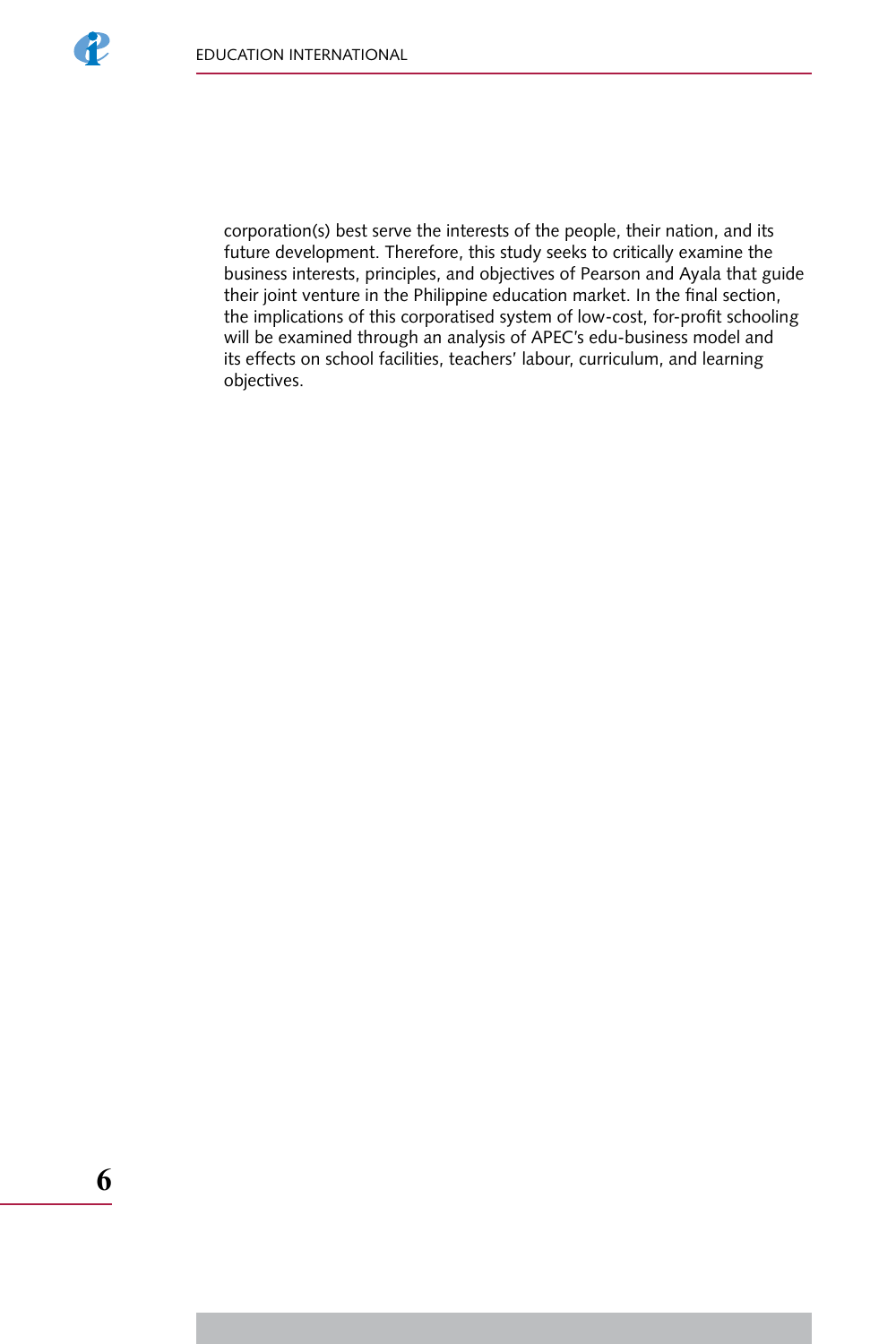corporation(s) best serve the interests of the people, their nation, and its future development. Therefore, this study seeks to critically examine the business interests, principles, and objectives of Pearson and Ayala that guide their joint venture in the Philippine education market. In the final section, the implications of this corporatised system of low-cost, for-profit schooling will be examined through an analysis of APEC's edu-business model and its effects on school facilities, teachers' labour, curriculum, and learning objectives.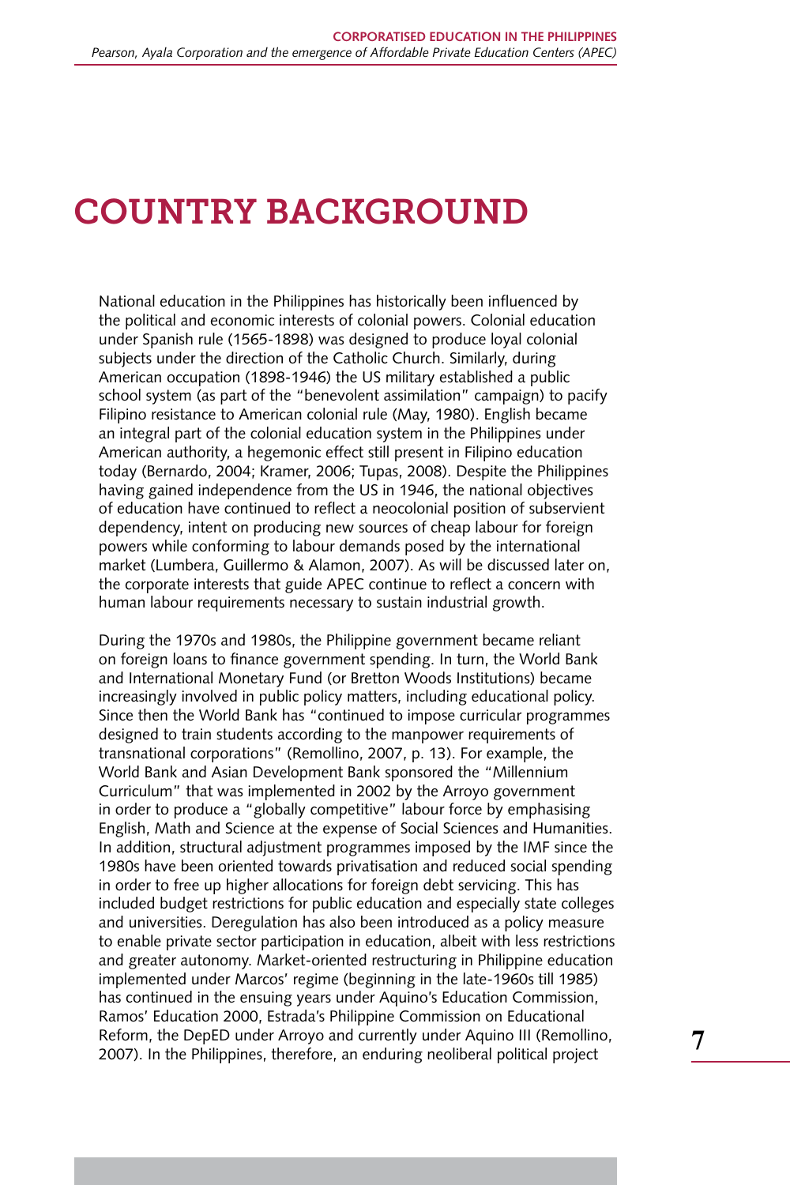# COUNTRY BACKGROUND

National education in the Philippines has historically been influenced by the political and economic interests of colonial powers. Colonial education under Spanish rule (1565-1898) was designed to produce loyal colonial subjects under the direction of the Catholic Church. Similarly, during American occupation (1898-1946) the US military established a public school system (as part of the "benevolent assimilation" campaign) to pacify Filipino resistance to American colonial rule (May, 1980). English became an integral part of the colonial education system in the Philippines under American authority, a hegemonic effect still present in Filipino education today (Bernardo, 2004; Kramer, 2006; Tupas, 2008). Despite the Philippines having gained independence from the US in 1946, the national objectives of education have continued to reflect a neocolonial position of subservient dependency, intent on producing new sources of cheap labour for foreign powers while conforming to labour demands posed by the international market (Lumbera, Guillermo & Alamon, 2007). As will be discussed later on, the corporate interests that guide APEC continue to reflect a concern with human labour requirements necessary to sustain industrial growth.

During the 1970s and 1980s, the Philippine government became reliant on foreign loans to finance government spending. In turn, the World Bank and International Monetary Fund (or Bretton Woods Institutions) became increasingly involved in public policy matters, including educational policy. Since then the World Bank has "continued to impose curricular programmes designed to train students according to the manpower requirements of transnational corporations" (Remollino, 2007, p. 13). For example, the World Bank and Asian Development Bank sponsored the "Millennium Curriculum" that was implemented in 2002 by the Arroyo government in order to produce a "globally competitive" labour force by emphasising English, Math and Science at the expense of Social Sciences and Humanities. In addition, structural adjustment programmes imposed by the IMF since the 1980s have been oriented towards privatisation and reduced social spending in order to free up higher allocations for foreign debt servicing. This has included budget restrictions for public education and especially state colleges and universities. Deregulation has also been introduced as a policy measure to enable private sector participation in education, albeit with less restrictions and greater autonomy. Market-oriented restructuring in Philippine education implemented under Marcos' regime (beginning in the late-1960s till 1985) has continued in the ensuing years under Aquino's Education Commission, Ramos' Education 2000, Estrada's Philippine Commission on Educational Reform, the DepED under Arroyo and currently under Aquino III (Remollino, 2007). In the Philippines, therefore, an enduring neoliberal political project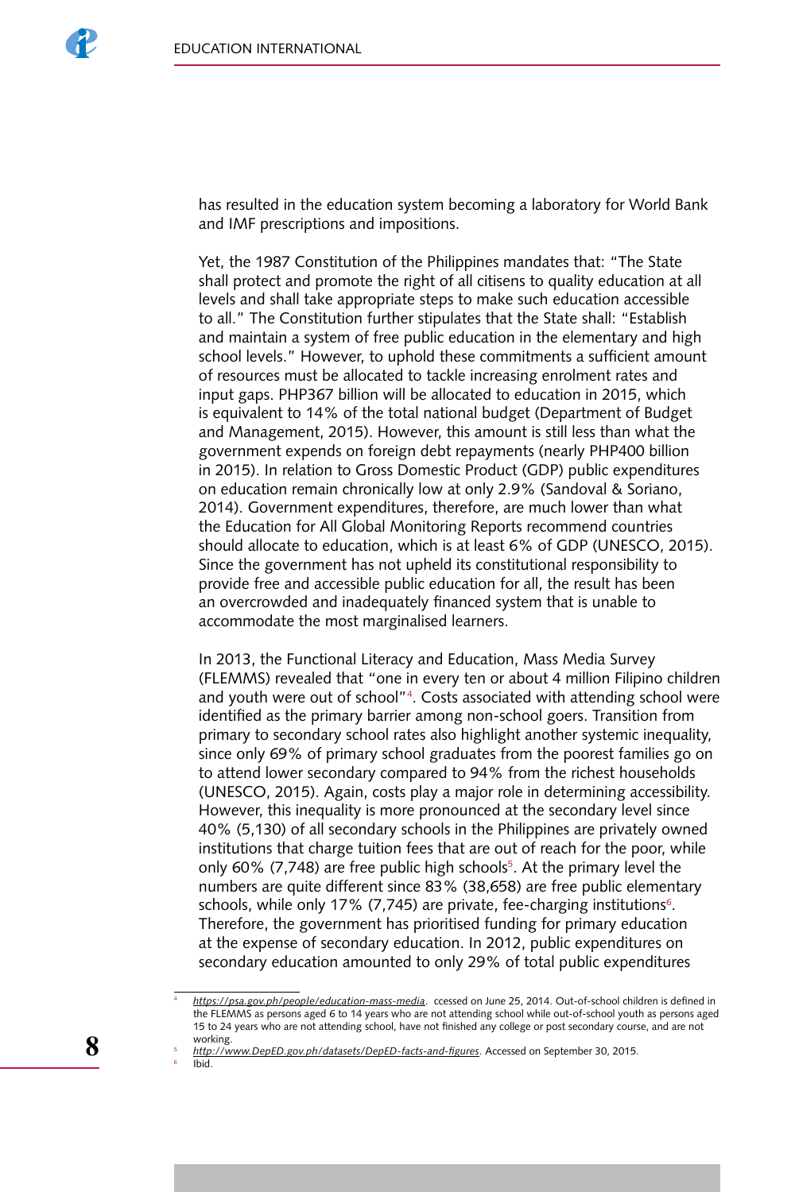has resulted in the education system becoming a laboratory for World Bank and IMF prescriptions and impositions.

Yet, the 1987 Constitution of the Philippines mandates that: "The State shall protect and promote the right of all citisens to quality education at all levels and shall take appropriate steps to make such education accessible to all." The Constitution further stipulates that the State shall: "Establish and maintain a system of free public education in the elementary and high school levels." However, to uphold these commitments a sufficient amount of resources must be allocated to tackle increasing enrolment rates and input gaps. PHP367 billion will be allocated to education in 2015, which is equivalent to 14% of the total national budget (Department of Budget and Management, 2015). However, this amount is still less than what the government expends on foreign debt repayments (nearly PHP400 billion in 2015). In relation to Gross Domestic Product (GDP) public expenditures on education remain chronically low at only 2.9% (Sandoval & Soriano, 2014). Government expenditures, therefore, are much lower than what the Education for All Global Monitoring Reports recommend countries should allocate to education, which is at least 6% of GDP (UNESCO, 2015). Since the government has not upheld its constitutional responsibility to provide free and accessible public education for all, the result has been an overcrowded and inadequately financed system that is unable to accommodate the most marginalised learners.

In 2013, the Functional Literacy and Education, Mass Media Survey (FLEMMS) revealed that "one in every ten or about 4 million Filipino children and youth were out of school"[4]. Costs associated with attending school were identified as the primary barrier among non-school goers. Transition from primary to secondary school rates also highlight another systemic inequality, since only 69% of primary school graduates from the poorest families go on to attend lower secondary compared to 94% from the richest households (UNESCO, 2015). Again, costs play a major role in determining accessibility. However, this inequality is more pronounced at the secondary level since 40% (5,130) of all secondary schools in the Philippines are privately owned institutions that charge tuition fees that are out of reach for the poor, while only 60% (7,748) are free public high schools[5]. At the primary level the numbers are quite different since 83% (38,658) are free public elementary schools, while only 17% (7,745) are private, fee-charging institutions[6]. Therefore, the government has prioritised funding for primary education at the expense of secondary education. In 2012, public expenditures on secondary education amounted to only 29% of total public expenditures

---

[4] *https://psa.gov.ph/people/education-mass-media*. ccessed on June 25, 2014. Out-of-school children is defined in the FLEMMS as persons aged 6 to 14 years who are not attending school while out-of-school youth as persons aged 15 to 24 years who are not attending school, have not finished any college or post secondary course, and are not working.

[5] *http://www.DepED.gov.ph/datasets/DepED-facts-and-figures*. Accessed on September 30, 2015.

[6] Ibid.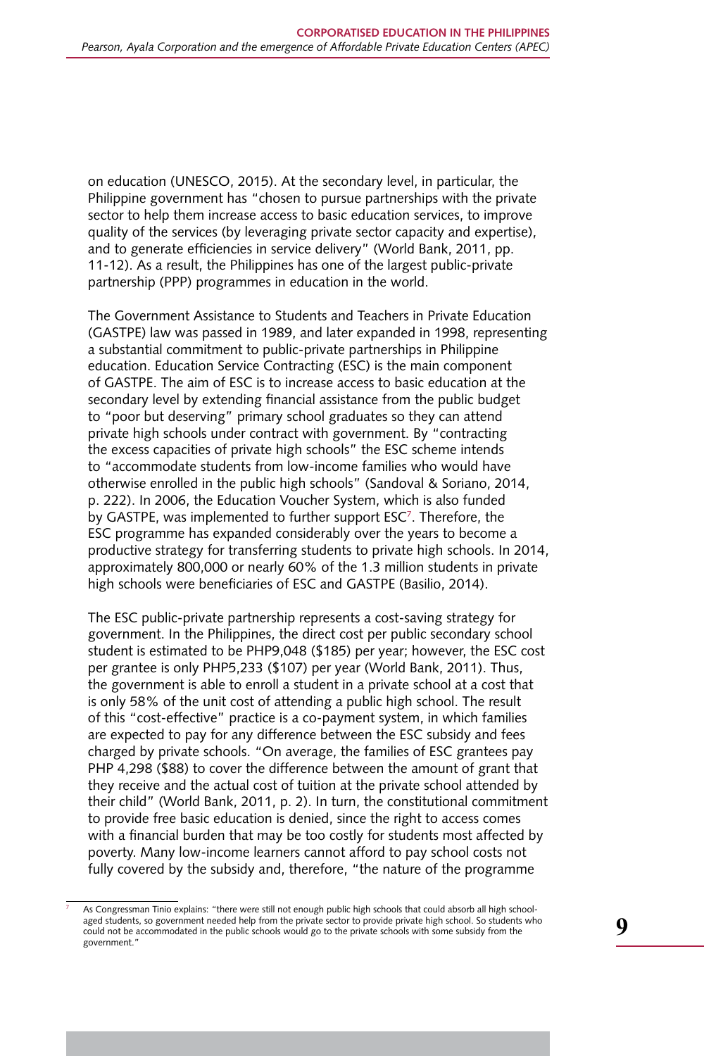on education (UNESCO, 2015). At the secondary level, in particular, the Philippine government has "chosen to pursue partnerships with the private sector to help them increase access to basic education services, to improve quality of the services (by leveraging private sector capacity and expertise), and to generate efficiencies in service delivery" (World Bank, 2011, pp. 11-12). As a result, the Philippines has one of the largest public-private partnership (PPP) programmes in education in the world.

The Government Assistance to Students and Teachers in Private Education (GASTPE) law was passed in 1989, and later expanded in 1998, representing a substantial commitment to public-private partnerships in Philippine education. Education Service Contracting (ESC) is the main component of GASTPE. The aim of ESC is to increase access to basic education at the secondary level by extending financial assistance from the public budget to "poor but deserving" primary school graduates so they can attend private high schools under contract with government. By "contracting the excess capacities of private high schools" the ESC scheme intends to "accommodate students from low-income families who would have otherwise enrolled in the public high schools" (Sandoval & Soriano, 2014, p. 222). In 2006, the Education Voucher System, which is also funded by GASTPE, was implemented to further support ESC[7]. Therefore, the ESC programme has expanded considerably over the years to become a productive strategy for transferring students to private high schools. In 2014, approximately 800,000 or nearly 60% of the 1.3 million students in private high schools were beneficiaries of ESC and GASTPE (Basilio, 2014).

The ESC public-private partnership represents a cost-saving strategy for government. In the Philippines, the direct cost per public secondary school student is estimated to be PHP9,048 ($185) per year; however, the ESC cost per grantee is only PHP5,233 ($107) per year (World Bank, 2011). Thus, the government is able to enroll a student in a private school at a cost that is only 58% of the unit cost of attending a public high school. The result of this "cost-effective" practice is a co-payment system, in which families are expected to pay for any difference between the ESC subsidy and fees charged by private schools. "On average, the families of ESC grantees pay PHP 4,298 ($88) to cover the difference between the amount of grant that they receive and the actual cost of tuition at the private school attended by their child" (World Bank, 2011, p. 2). In turn, the constitutional commitment to provide free basic education is denied, since the right to access comes with a financial burden that may be too costly for students most affected by poverty. Many low-income learners cannot afford to pay school costs not fully covered by the subsidy and, therefore, "the nature of the programme

[7] As Congressman Tinio explains: "there were still not enough public high schools that could absorb all high school-aged students, so government needed help from the private sector to provide private high school. So students who could not be accommodated in the public schools would go to the private schools with some subsidy from the government."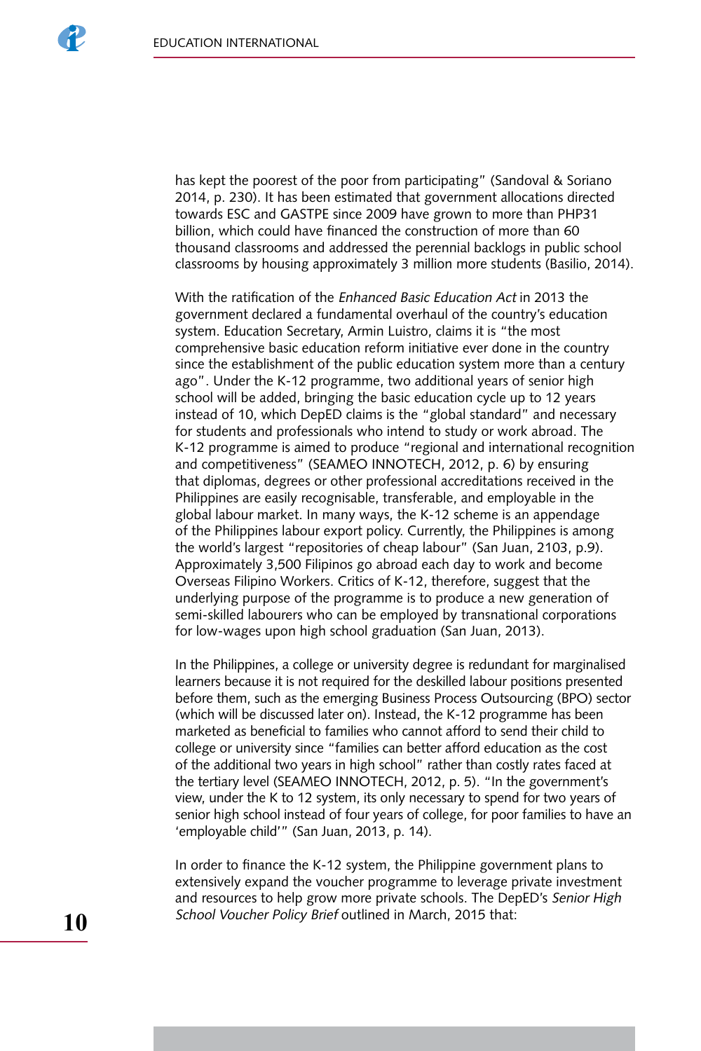has kept the poorest of the poor from participating" (Sandoval & Soriano 2014, p. 230). It has been estimated that government allocations directed towards ESC and GASTPE since 2009 have grown to more than PHP31 billion, which could have financed the construction of more than 60 thousand classrooms and addressed the perennial backlogs in public school classrooms by housing approximately 3 million more students (Basilio, 2014).

With the ratification of the *Enhanced Basic Education Act* in 2013 the government declared a fundamental overhaul of the country's education system. Education Secretary, Armin Luistro, claims it is "the most comprehensive basic education reform initiative ever done in the country since the establishment of the public education system more than a century ago". Under the K-12 programme, two additional years of senior high school will be added, bringing the basic education cycle up to 12 years instead of 10, which DepED claims is the "global standard" and necessary for students and professionals who intend to study or work abroad. The K-12 programme is aimed to produce "regional and international recognition and competitiveness" (SEAMEO INNOTECH, 2012, p. 6) by ensuring that diplomas, degrees or other professional accreditations received in the Philippines are easily recognisable, transferable, and employable in the global labour market. In many ways, the K-12 scheme is an appendage of the Philippines labour export policy. Currently, the Philippines is among the world's largest "repositories of cheap labour" (San Juan, 2103, p.9). Approximately 3,500 Filipinos go abroad each day to work and become Overseas Filipino Workers. Critics of K-12, therefore, suggest that the underlying purpose of the programme is to produce a new generation of semi-skilled labourers who can be employed by transnational corporations for low-wages upon high school graduation (San Juan, 2013).

In the Philippines, a college or university degree is redundant for marginalised learners because it is not required for the deskilled labour positions presented before them, such as the emerging Business Process Outsourcing (BPO) sector (which will be discussed later on). Instead, the K-12 programme has been marketed as beneficial to families who cannot afford to send their child to college or university since "families can better afford education as the cost of the additional two years in high school" rather than costly rates faced at the tertiary level (SEAMEO INNOTECH, 2012, p. 5). "In the government's view, under the K to 12 system, its only necessary to spend for two years of senior high school instead of four years of college, for poor families to have an 'employable child'" (San Juan, 2013, p. 14).

In order to finance the K-12 system, the Philippine government plans to extensively expand the voucher programme to leverage private investment and resources to help grow more private schools. The DepED's *Senior High School Voucher Policy Brief* outlined in March, 2015 that: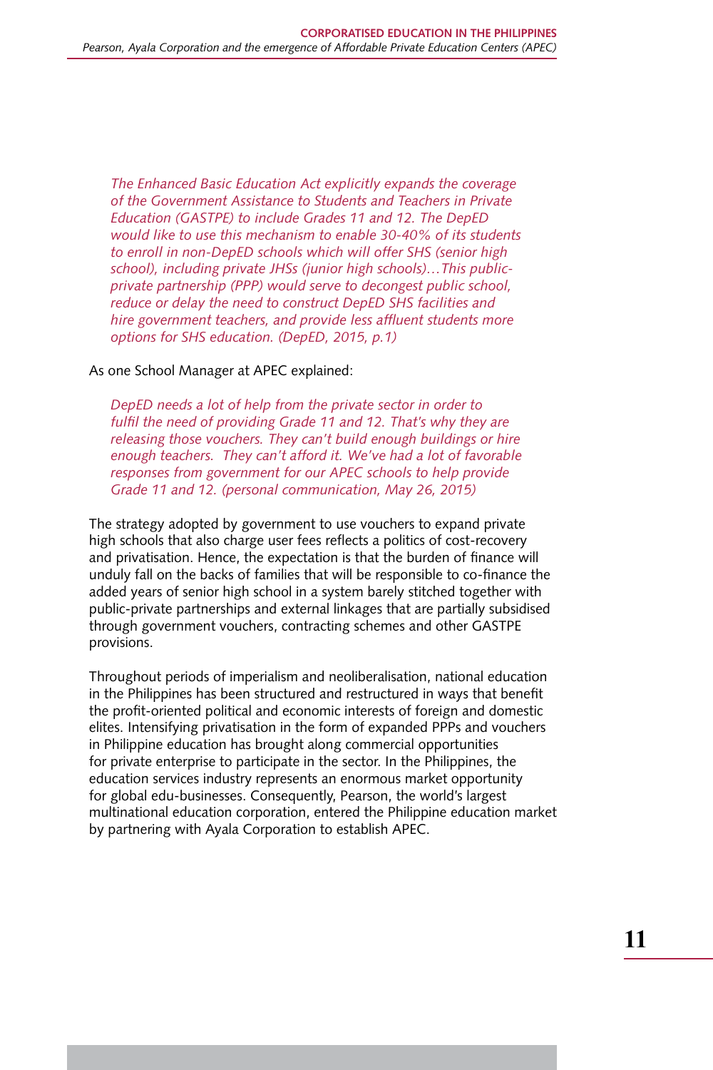> *The Enhanced Basic Education Act explicitly expands the coverage of the Government Assistance to Students and Teachers in Private Education (GASTPE) to include Grades 11 and 12. The DepED would like to use this mechanism to enable 30-40% of its students to enroll in non-DepED schools which will offer SHS (senior high school), including private JHSs (junior high schools)…This public-private partnership (PPP) would serve to decongest public school, reduce or delay the need to construct DepED SHS facilities and hire government teachers, and provide less affluent students more options for SHS education. (DepED, 2015, p.1)*

As one School Manager at APEC explained:

> *DepED needs a lot of help from the private sector in order to fulfil the need of providing Grade 11 and 12. That's why they are releasing those vouchers. They can't build enough buildings or hire enough teachers. They can't afford it. We've had a lot of favorable responses from government for our APEC schools to help provide Grade 11 and 12. (personal communication, May 26, 2015)*

The strategy adopted by government to use vouchers to expand private high schools that also charge user fees reflects a politics of cost-recovery and privatisation. Hence, the expectation is that the burden of finance will unduly fall on the backs of families that will be responsible to co-finance the added years of senior high school in a system barely stitched together with public-private partnerships and external linkages that are partially subsidised through government vouchers, contracting schemes and other GASTPE provisions.

Throughout periods of imperialism and neoliberalisation, national education in the Philippines has been structured and restructured in ways that benefit the profit-oriented political and economic interests of foreign and domestic elites. Intensifying privatisation in the form of expanded PPPs and vouchers in Philippine education has brought along commercial opportunities for private enterprise to participate in the sector. In the Philippines, the education services industry represents an enormous market opportunity for global edu-businesses. Consequently, Pearson, the world's largest multinational education corporation, entered the Philippine education market by partnering with Ayala Corporation to establish APEC.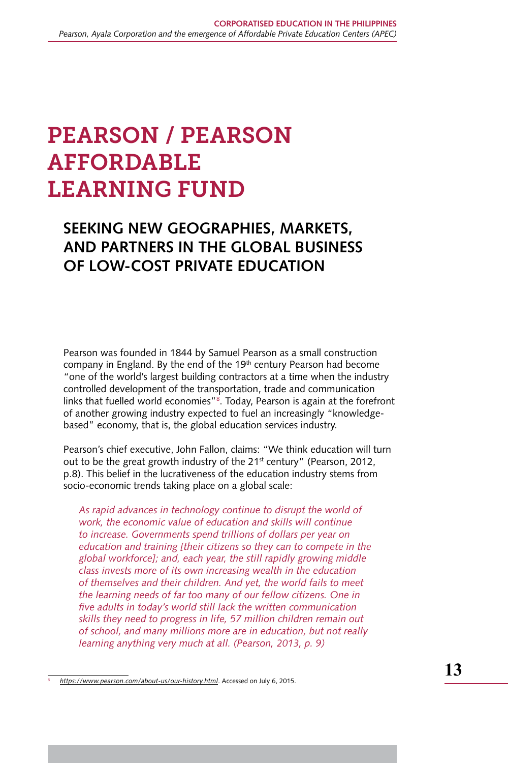# PEARSON / PEARSON AFFORDABLE LEARNING FUND

## SEEKING NEW GEOGRAPHIES, MARKETS, AND PARTNERS IN THE GLOBAL BUSINESS OF LOW-COST PRIVATE EDUCATION

Pearson was founded in 1844 by Samuel Pearson as a small construction company in England. By the end of the 19th century Pearson had become "one of the world's largest building contractors at a time when the industry controlled development of the transportation, trade and communication links that fuelled world economies"[8]. Today, Pearson is again at the forefront of another growing industry expected to fuel an increasingly "knowledge-based" economy, that is, the global education services industry.

Pearson's chief executive, John Fallon, claims: "We think education will turn out to be the great growth industry of the 21st century" (Pearson, 2012, p.8). This belief in the lucrativeness of the education industry stems from socio-economic trends taking place on a global scale:

> *As rapid advances in technology continue to disrupt the world of work, the economic value of education and skills will continue to increase. Governments spend trillions of dollars per year on education and training [their citizens so they can to compete in the global workforce]; and, each year, the still rapidly growing middle class invests more of its own increasing wealth in the education of themselves and their children. And yet, the world fails to meet the learning needs of far too many of our fellow citizens. One in five adults in today's world still lack the written communication skills they need to progress in life, 57 million children remain out of school, and many millions more are in education, but not really learning anything very much at all. (Pearson, 2013, p. 9)*

[8] *https://www.pearson.com/about-us/our-history.html*. Accessed on July 6, 2015.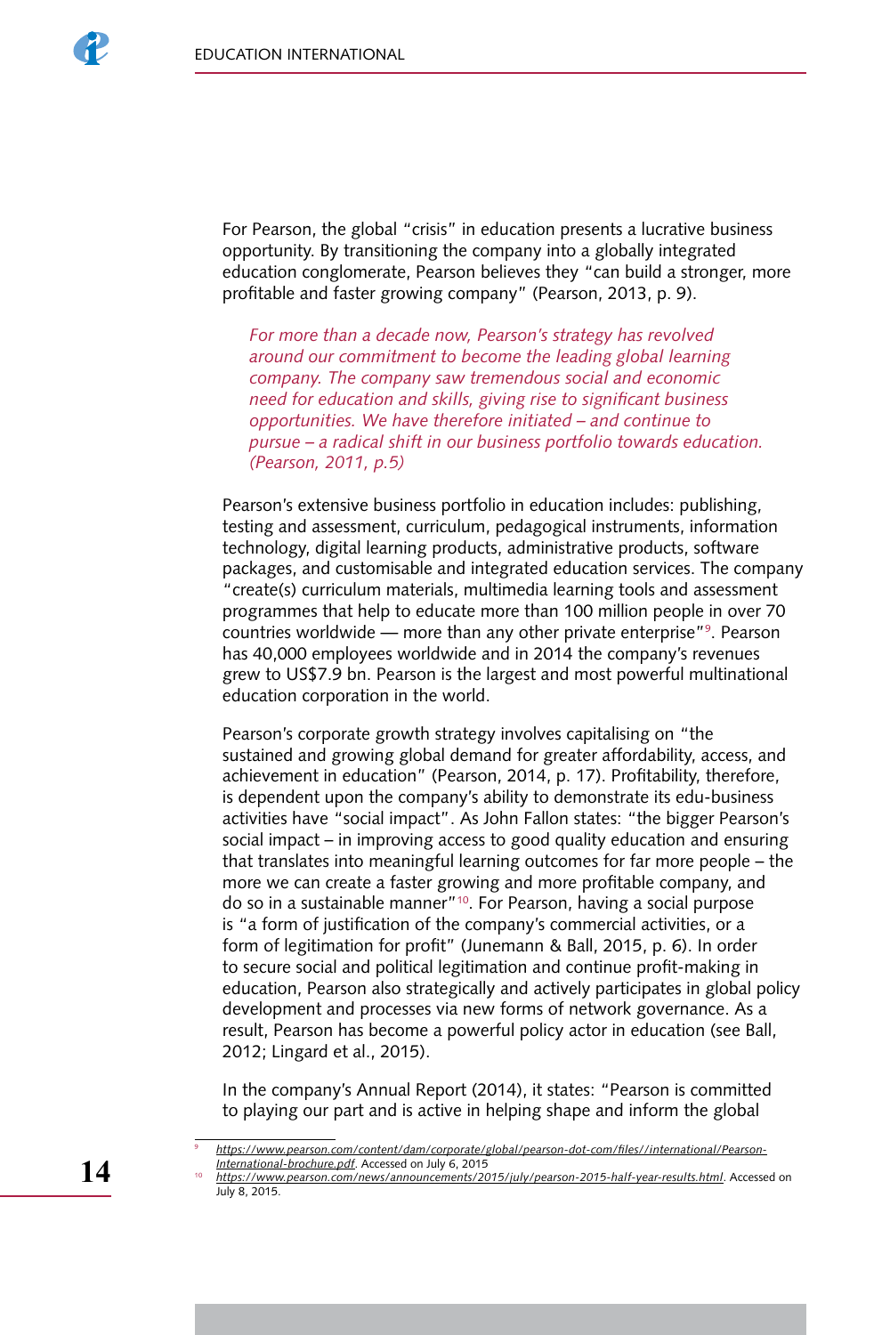For Pearson, the global "crisis" in education presents a lucrative business opportunity. By transitioning the company into a globally integrated education conglomerate, Pearson believes they "can build a stronger, more profitable and faster growing company" (Pearson, 2013, p. 9).

> *For more than a decade now, Pearson's strategy has revolved around our commitment to become the leading global learning company. The company saw tremendous social and economic need for education and skills, giving rise to significant business opportunities. We have therefore initiated – and continue to pursue – a radical shift in our business portfolio towards education. (Pearson, 2011, p.5)*

Pearson's extensive business portfolio in education includes: publishing, testing and assessment, curriculum, pedagogical instruments, information technology, digital learning products, administrative products, software packages, and customisable and integrated education services. The company "create(s) curriculum materials, multimedia learning tools and assessment programmes that help to educate more than 100 million people in over 70 countries worldwide — more than any other private enterprise"[9]. Pearson has 40,000 employees worldwide and in 2014 the company's revenues grew to US$7.9 bn. Pearson is the largest and most powerful multinational education corporation in the world.

Pearson's corporate growth strategy involves capitalising on "the sustained and growing global demand for greater affordability, access, and achievement in education" (Pearson, 2014, p. 17). Profitability, therefore, is dependent upon the company's ability to demonstrate its edu-business activities have "social impact". As John Fallon states: "the bigger Pearson's social impact – in improving access to good quality education and ensuring that translates into meaningful learning outcomes for far more people – the more we can create a faster growing and more profitable company, and do so in a sustainable manner"[10]. For Pearson, having a social purpose is "a form of justification of the company's commercial activities, or a form of legitimation for profit" (Junemann & Ball, 2015, p. 6). In order to secure social and political legitimation and continue profit-making in education, Pearson also strategically and actively participates in global policy development and processes via new forms of network governance. As a result, Pearson has become a powerful policy actor in education (see Ball, 2012; Lingard et al., 2015).

In the company's Annual Report (2014), it states: "Pearson is committed to playing our part and is active in helping shape and inform the global

---

[9] https://www.pearson.com/content/dam/corporate/global/pearson-dot-com/files//international/Pearson-International-brochure.pdf. Accessed on July 6, 2015

[10] https://www.pearson.com/news/announcements/2015/july/pearson-2015-half-year-results.html. Accessed on July 8, 2015.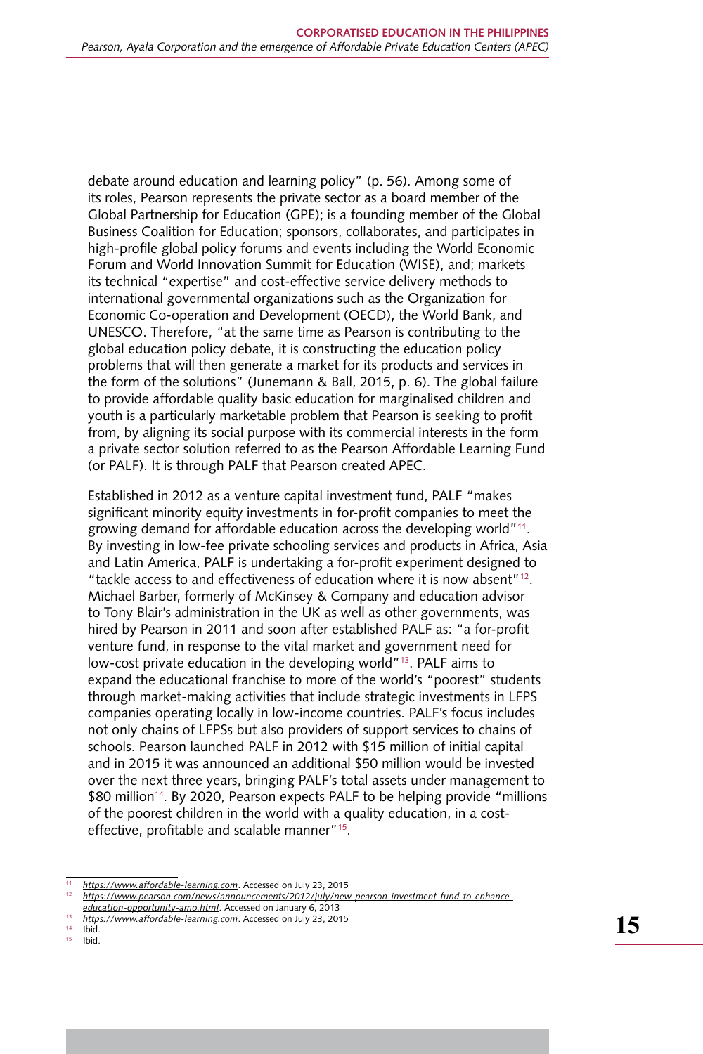debate around education and learning policy" (p. 56). Among some of its roles, Pearson represents the private sector as a board member of the Global Partnership for Education (GPE); is a founding member of the Global Business Coalition for Education; sponsors, collaborates, and participates in high-profile global policy forums and events including the World Economic Forum and World Innovation Summit for Education (WISE), and; markets its technical "expertise" and cost-effective service delivery methods to international governmental organizations such as the Organization for Economic Co-operation and Development (OECD), the World Bank, and UNESCO. Therefore, "at the same time as Pearson is contributing to the global education policy debate, it is constructing the education policy problems that will then generate a market for its products and services in the form of the solutions" (Junemann & Ball, 2015, p. 6). The global failure to provide affordable quality basic education for marginalised children and youth is a particularly marketable problem that Pearson is seeking to profit from, by aligning its social purpose with its commercial interests in the form a private sector solution referred to as the Pearson Affordable Learning Fund (or PALF). It is through PALF that Pearson created APEC.

Established in 2012 as a venture capital investment fund, PALF "makes significant minority equity investments in for-profit companies to meet the growing demand for affordable education across the developing world"[11]. By investing in low-fee private schooling services and products in Africa, Asia and Latin America, PALF is undertaking a for-profit experiment designed to "tackle access to and effectiveness of education where it is now absent"[12]. Michael Barber, formerly of McKinsey & Company and education advisor to Tony Blair's administration in the UK as well as other governments, was hired by Pearson in 2011 and soon after established PALF as: "a for-profit venture fund, in response to the vital market and government need for low-cost private education in the developing world"[13]. PALF aims to expand the educational franchise to more of the world's "poorest" students through market-making activities that include strategic investments in LFPS companies operating locally in low-income countries. PALF's focus includes not only chains of LFPSs but also providers of support services to chains of schools. Pearson launched PALF in 2012 with $15 million of initial capital and in 2015 it was announced an additional $50 million would be invested over the next three years, bringing PALF's total assets under management to $80 million[14]. By 2020, Pearson expects PALF to be helping provide "millions of the poorest children in the world with a quality education, in a cost-effective, profitable and scalable manner"[15].

---

[11] https://www.affordable-learning.com. Accessed on July 23, 2015

[12] https://www.pearson.com/news/announcements/2012/july/new-pearson-investment-fund-to-enhance-education-opportunity-amo.html. Accessed on January 6, 2013

[13] https://www.affordable-learning.com. Accessed on July 23, 2015

[14] Ibid.

[15] Ibid.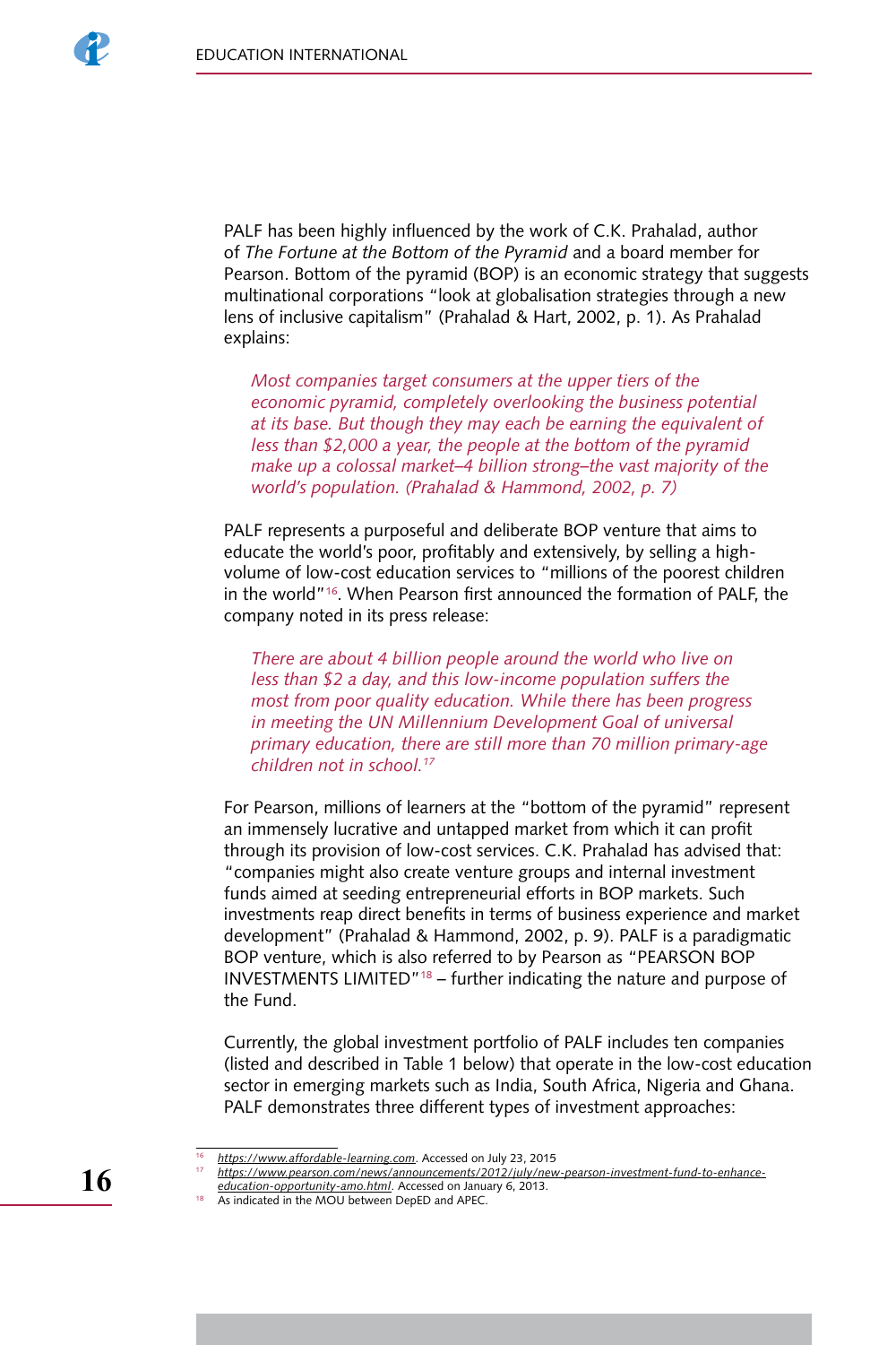PALF has been highly influenced by the work of C.K. Prahalad, author of *The Fortune at the Bottom of the Pyramid* and a board member for Pearson. Bottom of the pyramid (BOP) is an economic strategy that suggests multinational corporations "look at globalisation strategies through a new lens of inclusive capitalism" (Prahalad & Hart, 2002, p. 1). As Prahalad explains:

> *Most companies target consumers at the upper tiers of the economic pyramid, completely overlooking the business potential at its base. But though they may each be earning the equivalent of less than $2,000 a year, the people at the bottom of the pyramid make up a colossal market–4 billion strong–the vast majority of the world's population. (Prahalad & Hammond, 2002, p. 7)*

PALF represents a purposeful and deliberate BOP venture that aims to educate the world's poor, profitably and extensively, by selling a high-volume of low-cost education services to "millions of the poorest children in the world"[16]. When Pearson first announced the formation of PALF, the company noted in its press release:

> *There are about 4 billion people around the world who live on less than $2 a day, and this low-income population suffers the most from poor quality education. While there has been progress in meeting the UN Millennium Development Goal of universal primary education, there are still more than 70 million primary-age children not in school.*[17]

For Pearson, millions of learners at the "bottom of the pyramid" represent an immensely lucrative and untapped market from which it can profit through its provision of low-cost services. C.K. Prahalad has advised that: "companies might also create venture groups and internal investment funds aimed at seeding entrepreneurial efforts in BOP markets. Such investments reap direct benefits in terms of business experience and market development" (Prahalad & Hammond, 2002, p. 9). PALF is a paradigmatic BOP venture, which is also referred to by Pearson as "PEARSON BOP INVESTMENTS LIMITED"[18] – further indicating the nature and purpose of the Fund.

Currently, the global investment portfolio of PALF includes ten companies (listed and described in Table 1 below) that operate in the low-cost education sector in emerging markets such as India, South Africa, Nigeria and Ghana. PALF demonstrates three different types of investment approaches:

---

[16] https://www.affordable-learning.com. Accessed on July 23, 2015

[17] https://www.pearson.com/news/announcements/2012/july/new-pearson-investment-fund-to-enhance-education-opportunity-amo.html. Accessed on January 6, 2013.

[18] As indicated in the MOU between DepED and APEC.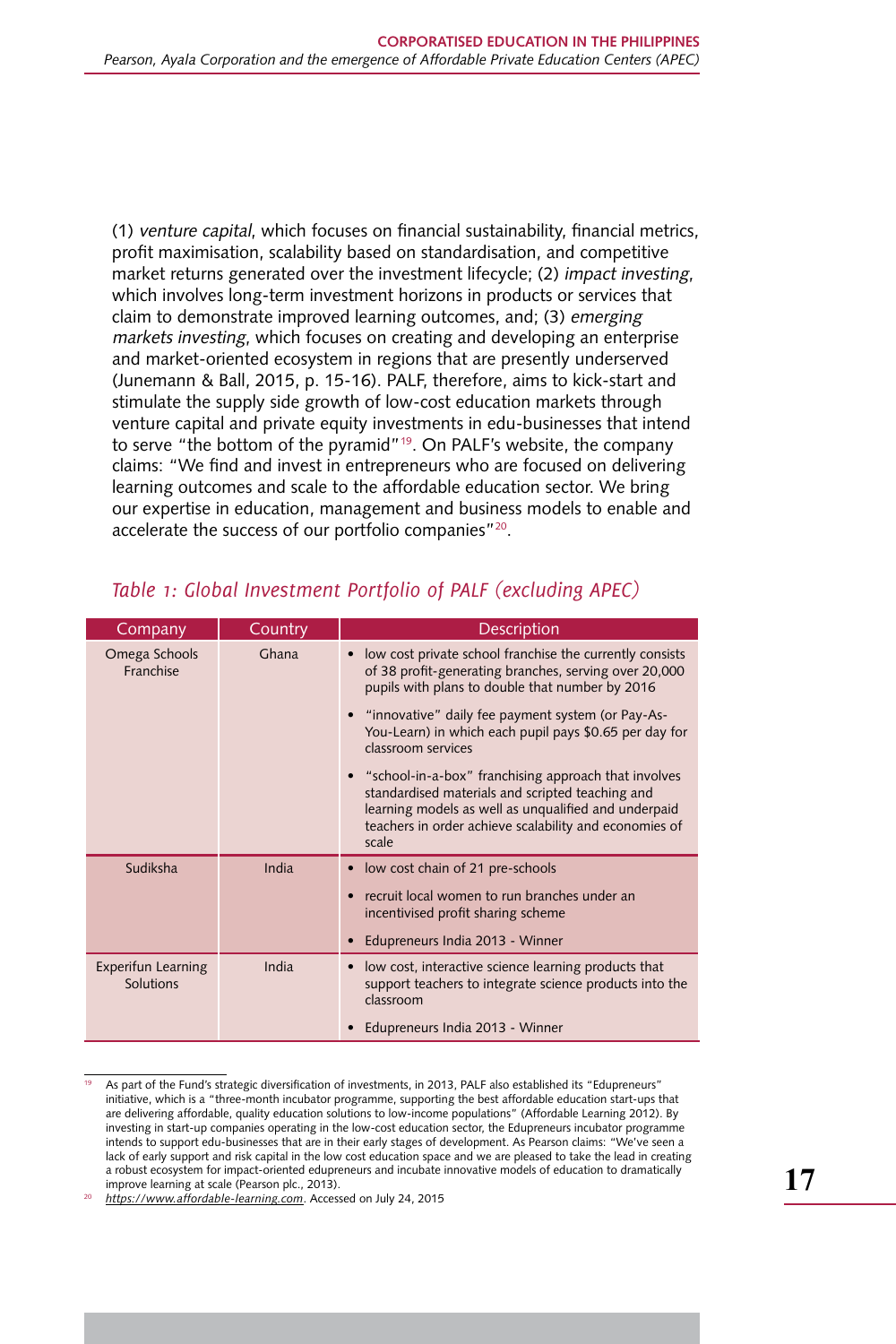(1) *venture capital*, which focuses on financial sustainability, financial metrics, profit maximisation, scalability based on standardisation, and competitive market returns generated over the investment lifecycle; (2) *impact investing*, which involves long-term investment horizons in products or services that claim to demonstrate improved learning outcomes, and; (3) *emerging markets investing*, which focuses on creating and developing an enterprise and market-oriented ecosystem in regions that are presently underserved (Junemann & Ball, 2015, p. 15-16). PALF, therefore, aims to kick-start and stimulate the supply side growth of low-cost education markets through venture capital and private equity investments in edu-businesses that intend to serve "the bottom of the pyramid"[19]. On PALF's website, the company claims: "We find and invest in entrepreneurs who are focused on delivering learning outcomes and scale to the affordable education sector. We bring our expertise in education, management and business models to enable and accelerate the success of our portfolio companies"[20].

*Table 1: Global Investment Portfolio of PALF (excluding APEC)*

| Company | Country | Description |
|---|---|---|
| Omega Schools Franchise | Ghana | • low cost private school franchise the currently consists of 38 profit-generating branches, serving over 20,000 pupils with plans to double that number by 2016<br>• "innovative" daily fee payment system (or Pay-As-You-Learn) in which each pupil pays $0.65 per day for classroom services<br>• "school-in-a-box" franchising approach that involves standardised materials and scripted teaching and learning models as well as unqualified and underpaid teachers in order achieve scalability and economies of scale |
| Sudiksha | India | • low cost chain of 21 pre-schools<br>• recruit local women to run branches under an incentivised profit sharing scheme<br>• Edupreneurs India 2013 - Winner |
| Experifun Learning Solutions | India | • low cost, interactive science learning products that support teachers to integrate science products into the classroom<br>• Edupreneurs India 2013 - Winner |

[19] As part of the Fund's strategic diversification of investments, in 2013, PALF also established its "Edupreneurs" initiative, which is a "three-month incubator programme, supporting the best affordable education start-ups that are delivering affordable, quality education solutions to low-income populations" (Affordable Learning 2012). By investing in start-up companies operating in the low-cost education sector, the Edupreneurs incubator programme intends to support edu-businesses that are in their early stages of development. As Pearson claims: "We've seen a lack of early support and risk capital in the low cost education space and we are pleased to take the lead in creating a robust ecosystem for impact-oriented edupreneurs and incubate innovative models of education to dramatically improve learning at scale (Pearson plc., 2013).

[20] https://www.affordable-learning.com. Accessed on July 24, 2015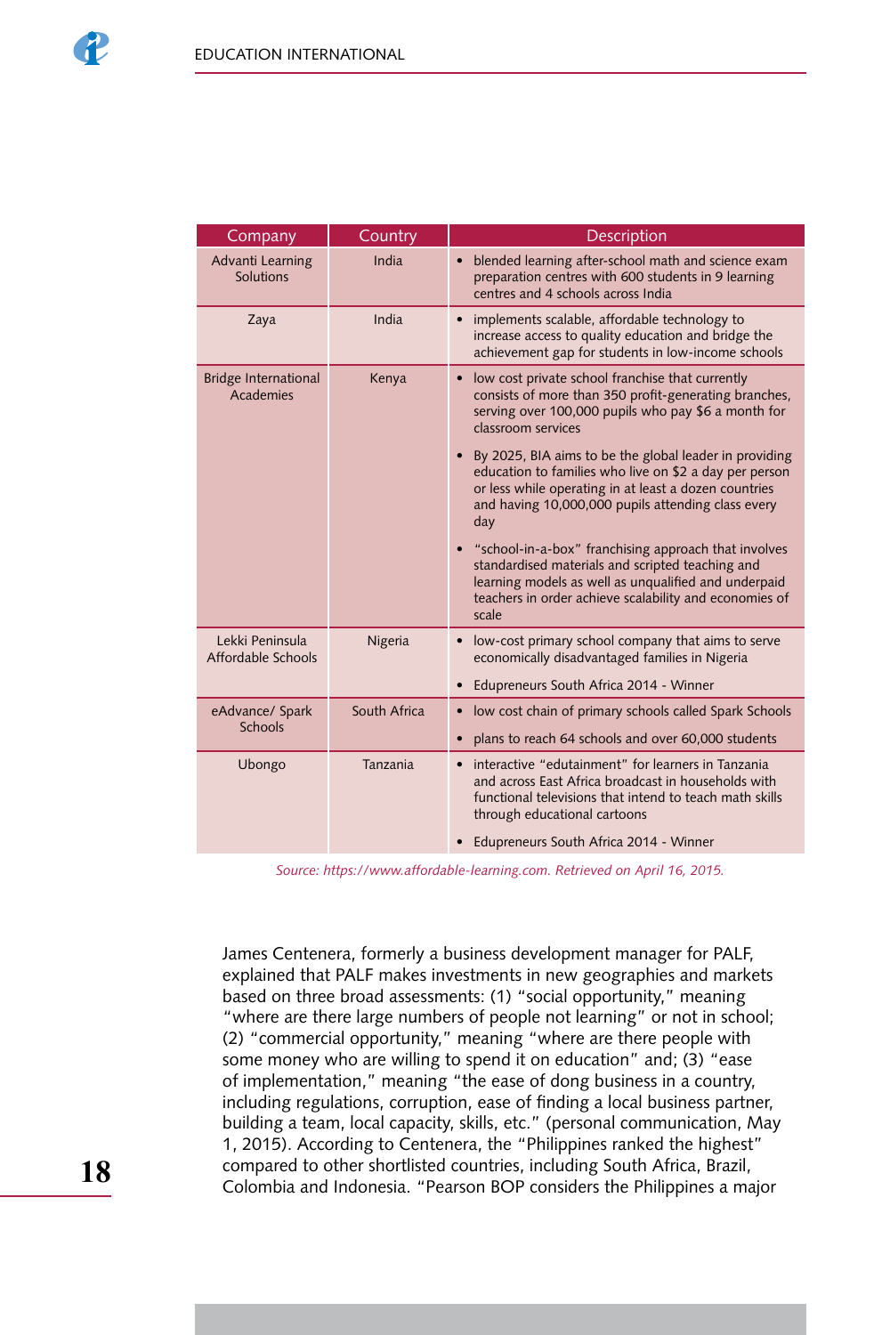| Company | Country | Description |
|---|---|---|
| Advanti Learning Solutions | India | • blended learning after-school math and science exam preparation centres with 600 students in 9 learning centres and 4 schools across India |
| Zaya | India | • implements scalable, affordable technology to increase access to quality education and bridge the achievement gap for students in low-income schools |
| Bridge International Academies | Kenya | • low cost private school franchise that currently consists of more than 350 profit-generating branches, serving over 100,000 pupils who pay $6 a month for classroom services<br>• By 2025, BIA aims to be the global leader in providing education to families who live on $2 a day per person or less while operating in at least a dozen countries and having 10,000,000 pupils attending class every day<br>• "school-in-a-box" franchising approach that involves standardised materials and scripted teaching and learning models as well as unqualified and underpaid teachers in order achieve scalability and economies of scale |
| Lekki Peninsula Affordable Schools | Nigeria | • low-cost primary school company that aims to serve economically disadvantaged families in Nigeria<br>• Edupreneurs South Africa 2014 - Winner |
| eAdvance/ Spark Schools | South Africa | • low cost chain of primary schools called Spark Schools<br>• plans to reach 64 schools and over 60,000 students |
| Ubongo | Tanzania | • interactive "edutainment" for learners in Tanzania and across East Africa broadcast in households with functional televisions that intend to teach math skills through educational cartoons<br>• Edupreneurs South Africa 2014 - Winner |

*Source: https://www.affordable-learning.com. Retrieved on April 16, 2015.*

James Centenera, formerly a business development manager for PALF, explained that PALF makes investments in new geographies and markets based on three broad assessments: (1) "social opportunity," meaning "where are there large numbers of people not learning" or not in school; (2) "commercial opportunity," meaning "where are there people with some money who are willing to spend it on education" and; (3) "ease of implementation," meaning "the ease of dong business in a country, including regulations, corruption, ease of finding a local business partner, building a team, local capacity, skills, etc." (personal communication, May 1, 2015). According to Centenera, the "Philippines ranked the highest" compared to other shortlisted countries, including South Africa, Brazil, Colombia and Indonesia. "Pearson BOP considers the Philippines a major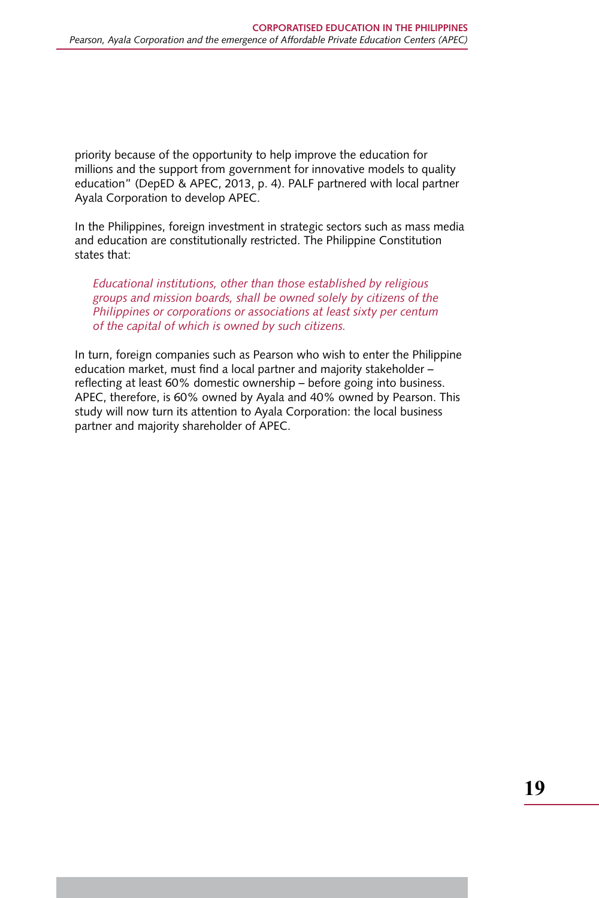priority because of the opportunity to help improve the education for millions and the support from government for innovative models to quality education" (DepED & APEC, 2013, p. 4). PALF partnered with local partner Ayala Corporation to develop APEC.

In the Philippines, foreign investment in strategic sectors such as mass media and education are constitutionally restricted. The Philippine Constitution states that:

> *Educational institutions, other than those established by religious groups and mission boards, shall be owned solely by citizens of the Philippines or corporations or associations at least sixty per centum of the capital of which is owned by such citizens.*

In turn, foreign companies such as Pearson who wish to enter the Philippine education market, must find a local partner and majority stakeholder – reflecting at least 60% domestic ownership – before going into business. APEC, therefore, is 60% owned by Ayala and 40% owned by Pearson. This study will now turn its attention to Ayala Corporation: the local business partner and majority shareholder of APEC.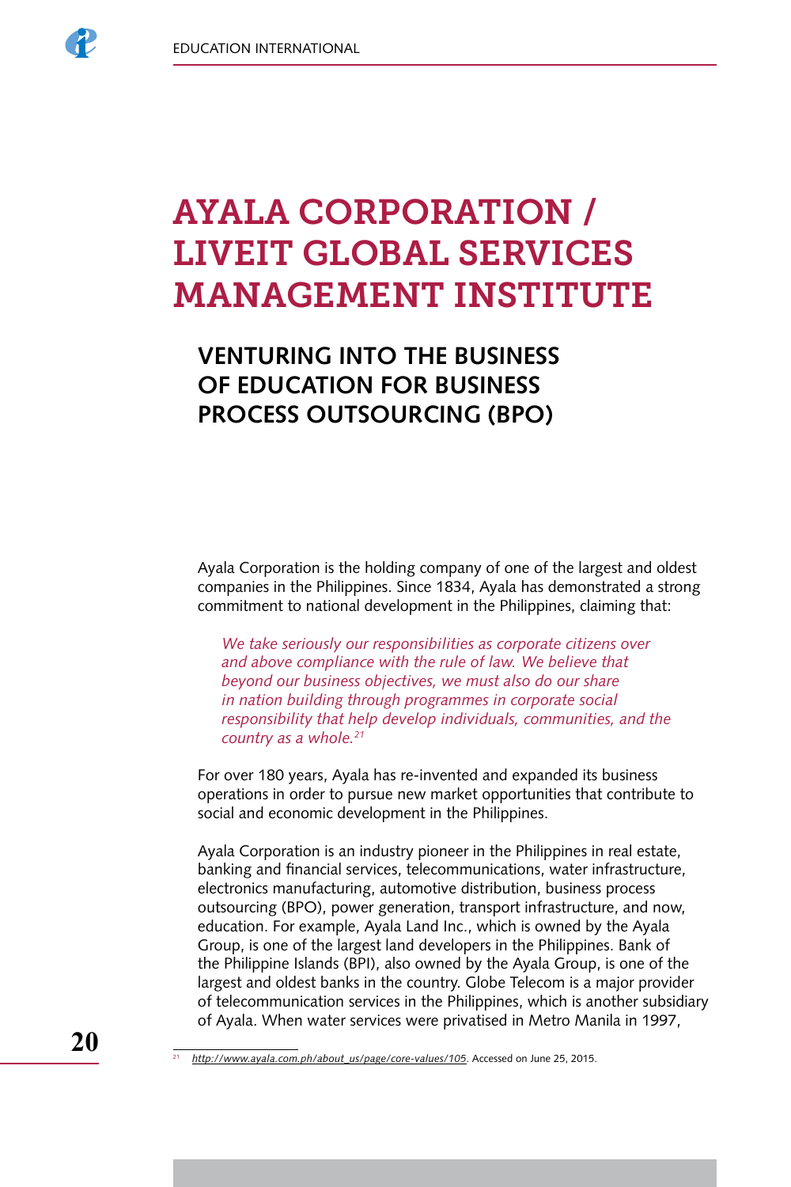# AYALA CORPORATION / LIVEIT GLOBAL SERVICES MANAGEMENT INSTITUTE

## VENTURING INTO THE BUSINESS OF EDUCATION FOR BUSINESS PROCESS OUTSOURCING (BPO)

Ayala Corporation is the holding company of one of the largest and oldest companies in the Philippines. Since 1834, Ayala has demonstrated a strong commitment to national development in the Philippines, claiming that:

> *We take seriously our responsibilities as corporate citizens over and above compliance with the rule of law. We believe that beyond our business objectives, we must also do our share in nation building through programmes in corporate social responsibility that help develop individuals, communities, and the country as a whole.*[21]

For over 180 years, Ayala has re-invented and expanded its business operations in order to pursue new market opportunities that contribute to social and economic development in the Philippines.

Ayala Corporation is an industry pioneer in the Philippines in real estate, banking and financial services, telecommunications, water infrastructure, electronics manufacturing, automotive distribution, business process outsourcing (BPO), power generation, transport infrastructure, and now, education. For example, Ayala Land Inc., which is owned by the Ayala Group, is one of the largest land developers in the Philippines. Bank of the Philippine Islands (BPI), also owned by the Ayala Group, is one of the largest and oldest banks in the country. Globe Telecom is a major provider of telecommunication services in the Philippines, which is another subsidiary of Ayala. When water services were privatised in Metro Manila in 1997,

---

[21] *http://www.ayala.com.ph/about_us/page/core-values/105*. Accessed on June 25, 2015.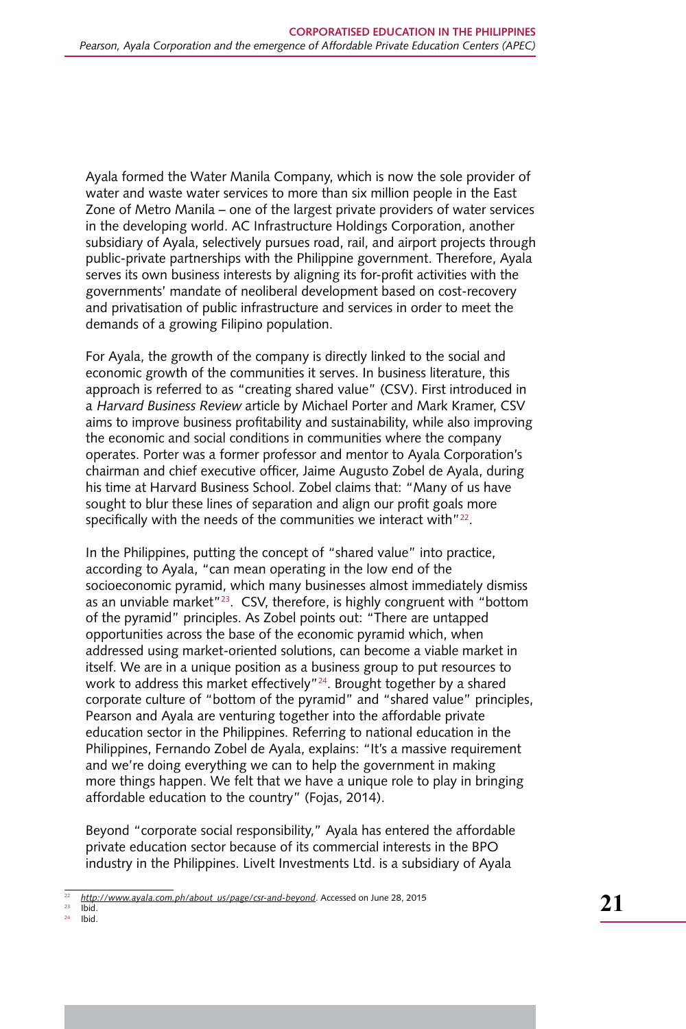Ayala formed the Water Manila Company, which is now the sole provider of water and waste water services to more than six million people in the East Zone of Metro Manila – one of the largest private providers of water services in the developing world. AC Infrastructure Holdings Corporation, another subsidiary of Ayala, selectively pursues road, rail, and airport projects through public-private partnerships with the Philippine government. Therefore, Ayala serves its own business interests by aligning its for-profit activities with the governments' mandate of neoliberal development based on cost-recovery and privatisation of public infrastructure and services in order to meet the demands of a growing Filipino population.

For Ayala, the growth of the company is directly linked to the social and economic growth of the communities it serves. In business literature, this approach is referred to as "creating shared value" (CSV). First introduced in a *Harvard Business Review* article by Michael Porter and Mark Kramer, CSV aims to improve business profitability and sustainability, while also improving the economic and social conditions in communities where the company operates. Porter was a former professor and mentor to Ayala Corporation's chairman and chief executive officer, Jaime Augusto Zobel de Ayala, during his time at Harvard Business School. Zobel claims that: "Many of us have sought to blur these lines of separation and align our profit goals more specifically with the needs of the communities we interact with"[22].

In the Philippines, putting the concept of "shared value" into practice, according to Ayala, "can mean operating in the low end of the socioeconomic pyramid, which many businesses almost immediately dismiss as an unviable market"[23]. CSV, therefore, is highly congruent with "bottom of the pyramid" principles. As Zobel points out: "There are untapped opportunities across the base of the economic pyramid which, when addressed using market-oriented solutions, can become a viable market in itself. We are in a unique position as a business group to put resources to work to address this market effectively"[24]. Brought together by a shared corporate culture of "bottom of the pyramid" and "shared value" principles, Pearson and Ayala are venturing together into the affordable private education sector in the Philippines. Referring to national education in the Philippines, Fernando Zobel de Ayala, explains: "It's a massive requirement and we're doing everything we can to help the government in making more things happen. We felt that we have a unique role to play in bringing affordable education to the country" (Fojas, 2014).

Beyond "corporate social responsibility," Ayala has entered the affordable private education sector because of its commercial interests in the BPO industry in the Philippines. LiveIt Investments Ltd. is a subsidiary of Ayala

[22] *http://www.ayala.com.ph/about_us/page/csr-and-beyond*. Accessed on June 28, 2015

[23] Ibid.

[24] Ibid.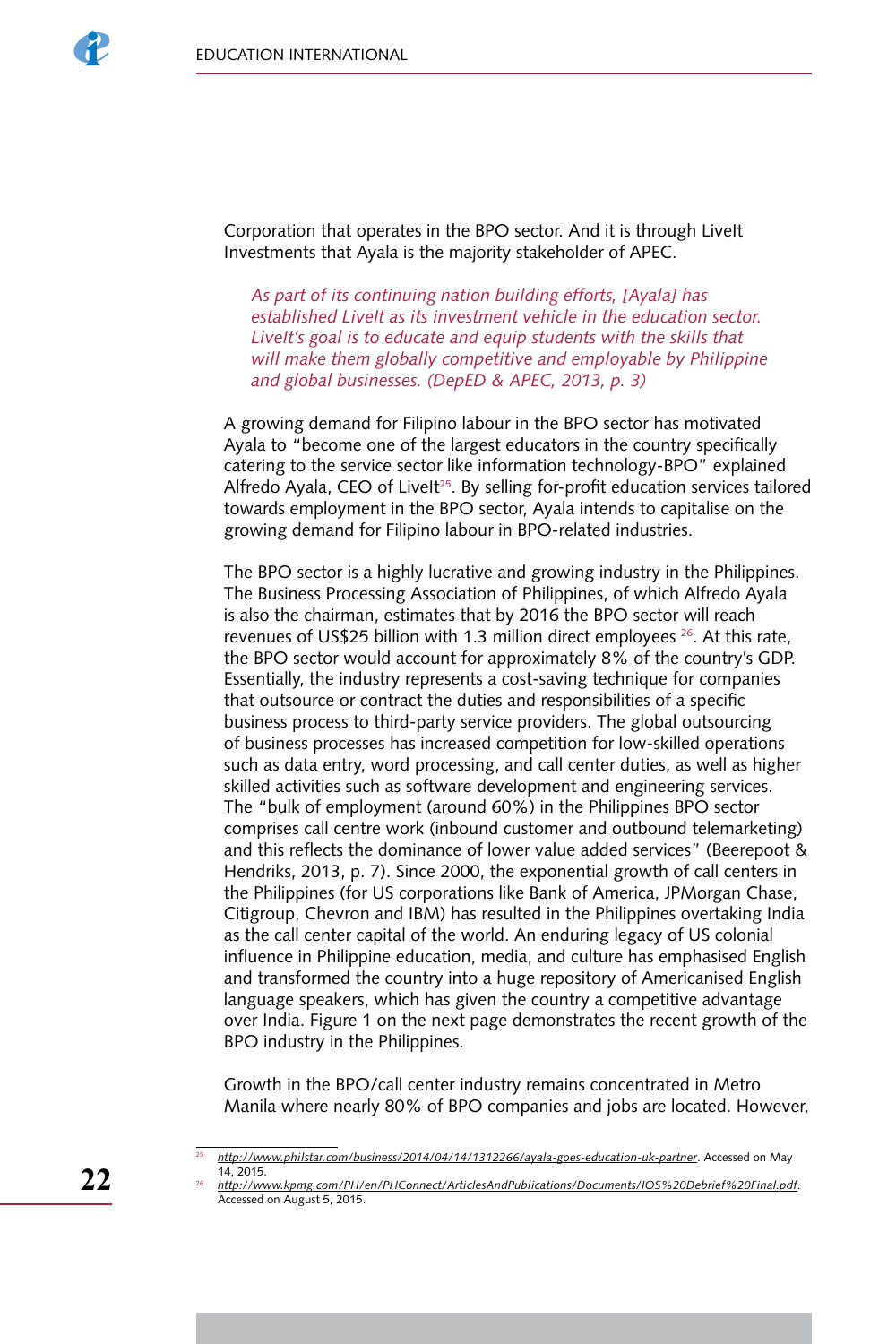Corporation that operates in the BPO sector. And it is through LiveIt Investments that Ayala is the majority stakeholder of APEC.

> *As part of its continuing nation building efforts, [Ayala] has established LiveIt as its investment vehicle in the education sector. LiveIt's goal is to educate and equip students with the skills that will make them globally competitive and employable by Philippine and global businesses. (DepED & APEC, 2013, p. 3)*

A growing demand for Filipino labour in the BPO sector has motivated Ayala to "become one of the largest educators in the country specifically catering to the service sector like information technology-BPO" explained Alfredo Ayala, CEO of LiveIt[25]. By selling for-profit education services tailored towards employment in the BPO sector, Ayala intends to capitalise on the growing demand for Filipino labour in BPO-related industries.

The BPO sector is a highly lucrative and growing industry in the Philippines. The Business Processing Association of Philippines, of which Alfredo Ayala is also the chairman, estimates that by 2016 the BPO sector will reach revenues of US$25 billion with 1.3 million direct employees [26]. At this rate, the BPO sector would account for approximately 8% of the country's GDP. Essentially, the industry represents a cost-saving technique for companies that outsource or contract the duties and responsibilities of a specific business process to third-party service providers. The global outsourcing of business processes has increased competition for low-skilled operations such as data entry, word processing, and call center duties, as well as higher skilled activities such as software development and engineering services. The "bulk of employment (around 60%) in the Philippines BPO sector comprises call centre work (inbound customer and outbound telemarketing) and this reflects the dominance of lower value added services" (Beerepoot & Hendriks, 2013, p. 7). Since 2000, the exponential growth of call centers in the Philippines (for US corporations like Bank of America, JPMorgan Chase, Citigroup, Chevron and IBM) has resulted in the Philippines overtaking India as the call center capital of the world. An enduring legacy of US colonial influence in Philippine education, media, and culture has emphasised English and transformed the country into a huge repository of Americanised English language speakers, which has given the country a competitive advantage over India. Figure 1 on the next page demonstrates the recent growth of the BPO industry in the Philippines.

Growth in the BPO/call center industry remains concentrated in Metro Manila where nearly 80% of BPO companies and jobs are located. However,

---

[25] http://www.philstar.com/business/2014/04/14/1312266/ayala-goes-education-uk-partner. Accessed on May 14, 2015.

[26] http://www.kpmg.com/PH/en/PHConnect/ArticlesAndPublications/Documents/IOS%20Debrief%20Final.pdf. Accessed on August 5, 2015.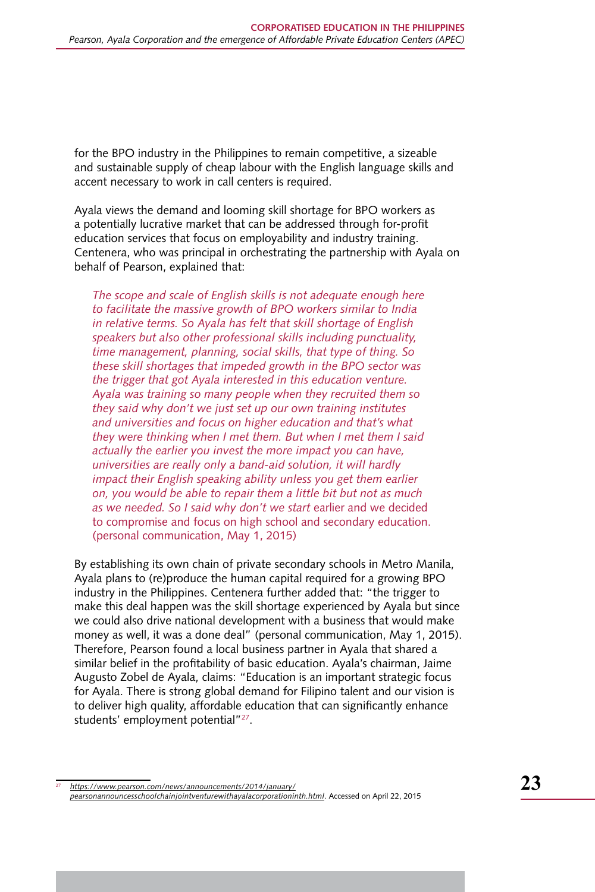for the BPO industry in the Philippines to remain competitive, a sizeable and sustainable supply of cheap labour with the English language skills and accent necessary to work in call centers is required.

Ayala views the demand and looming skill shortage for BPO workers as a potentially lucrative market that can be addressed through for-profit education services that focus on employability and industry training. Centenera, who was principal in orchestrating the partnership with Ayala on behalf of Pearson, explained that:

> *The scope and scale of English skills is not adequate enough here to facilitate the massive growth of BPO workers similar to India in relative terms. So Ayala has felt that skill shortage of English speakers but also other professional skills including punctuality, time management, planning, social skills, that type of thing. So these skill shortages that impeded growth in the BPO sector was the trigger that got Ayala interested in this education venture. Ayala was training so many people when they recruited them so they said why don't we just set up our own training institutes and universities and focus on higher education and that's what they were thinking when I met them. But when I met them I said actually the earlier you invest the more impact you can have, universities are really only a band-aid solution, it will hardly impact their English speaking ability unless you get them earlier on, you would be able to repair them a little bit but not as much as we needed. So I said why don't we start* earlier and we decided to compromise and focus on high school and secondary education. (personal communication, May 1, 2015)

By establishing its own chain of private secondary schools in Metro Manila, Ayala plans to (re)produce the human capital required for a growing BPO industry in the Philippines. Centenera further added that: "the trigger to make this deal happen was the skill shortage experienced by Ayala but since we could also drive national development with a business that would make money as well, it was a done deal" (personal communication, May 1, 2015). Therefore, Pearson found a local business partner in Ayala that shared a similar belief in the profitability of basic education. Ayala's chairman, Jaime Augusto Zobel de Ayala, claims: "Education is an important strategic focus for Ayala. There is strong global demand for Filipino talent and our vision is to deliver high quality, affordable education that can significantly enhance students' employment potential"[27].

---

[27] *https://www.pearson.com/news/announcements/2014/january/pearsonannouncesschoolchainjointventurewithayalacorporationinth.html*. Accessed on April 22, 2015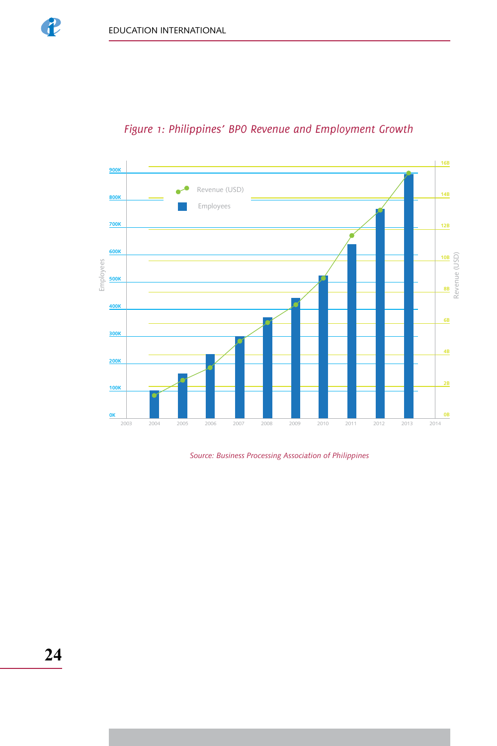*Figure 1: Philippines' BPO Revenue and Employment Growth*

*Source: Business Processing Association of Philippines*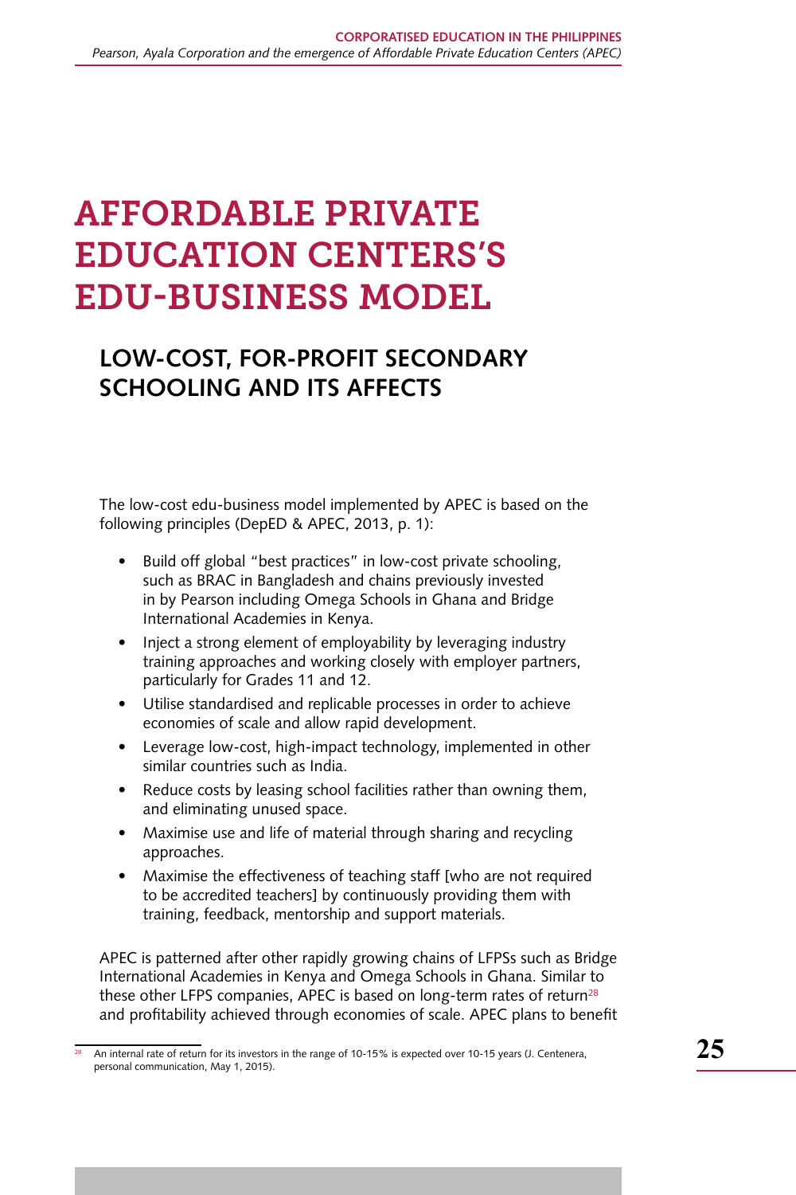# AFFORDABLE PRIVATE EDUCATION CENTERS'S EDU-BUSINESS MODEL

## LOW-COST, FOR-PROFIT SECONDARY SCHOOLING AND ITS AFFECTS

The low-cost edu-business model implemented by APEC is based on the following principles (DepED & APEC, 2013, p. 1):

- Build off global "best practices" in low-cost private schooling, such as BRAC in Bangladesh and chains previously invested in by Pearson including Omega Schools in Ghana and Bridge International Academies in Kenya.
- Inject a strong element of employability by leveraging industry training approaches and working closely with employer partners, particularly for Grades 11 and 12.
- Utilise standardised and replicable processes in order to achieve economies of scale and allow rapid development.
- Leverage low-cost, high-impact technology, implemented in other similar countries such as India.
- Reduce costs by leasing school facilities rather than owning them, and eliminating unused space.
- Maximise use and life of material through sharing and recycling approaches.
- Maximise the effectiveness of teaching staff [who are not required to be accredited teachers] by continuously providing them with training, feedback, mentorship and support materials.

APEC is patterned after other rapidly growing chains of LFPSs such as Bridge International Academies in Kenya and Omega Schools in Ghana. Similar to these other LFPS companies, APEC is based on long-term rates of return[28] and profitability achieved through economies of scale. APEC plans to benefit

[28] An internal rate of return for its investors in the range of 10-15% is expected over 10-15 years (J. Centenera, personal communication, May 1, 2015).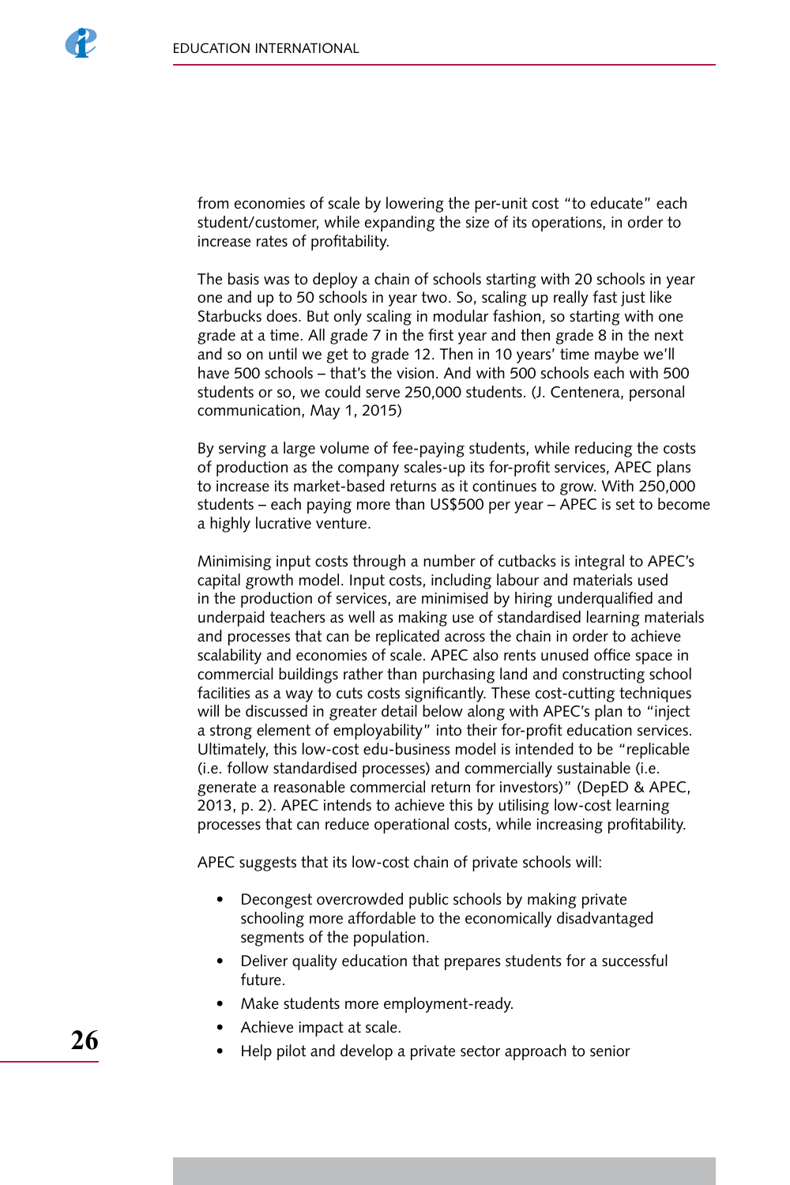from economies of scale by lowering the per-unit cost "to educate" each student/customer, while expanding the size of its operations, in order to increase rates of profitability.

> The basis was to deploy a chain of schools starting with 20 schools in year one and up to 50 schools in year two. So, scaling up really fast just like Starbucks does. But only scaling in modular fashion, so starting with one grade at a time. All grade 7 in the first year and then grade 8 in the next and so on until we get to grade 12. Then in 10 years' time maybe we'll have 500 schools – that's the vision. And with 500 schools each with 500 students or so, we could serve 250,000 students. (J. Centenera, personal communication, May 1, 2015)

By serving a large volume of fee-paying students, while reducing the costs of production as the company scales-up its for-profit services, APEC plans to increase its market-based returns as it continues to grow. With 250,000 students – each paying more than US$500 per year – APEC is set to become a highly lucrative venture.

Minimising input costs through a number of cutbacks is integral to APEC's capital growth model. Input costs, including labour and materials used in the production of services, are minimised by hiring underqualified and underpaid teachers as well as making use of standardised learning materials and processes that can be replicated across the chain in order to achieve scalability and economies of scale. APEC also rents unused office space in commercial buildings rather than purchasing land and constructing school facilities as a way to cuts costs significantly. These cost-cutting techniques will be discussed in greater detail below along with APEC's plan to "inject a strong element of employability" into their for-profit education services. Ultimately, this low-cost edu-business model is intended to be "replicable (i.e. follow standardised processes) and commercially sustainable (i.e. generate a reasonable commercial return for investors)" (DepED & APEC, 2013, p. 2). APEC intends to achieve this by utilising low-cost learning processes that can reduce operational costs, while increasing profitability.

APEC suggests that its low-cost chain of private schools will:

- Decongest overcrowded public schools by making private schooling more affordable to the economically disadvantaged segments of the population.
- Deliver quality education that prepares students for a successful future.
- Make students more employment-ready.
- Achieve impact at scale.
- Help pilot and develop a private sector approach to senior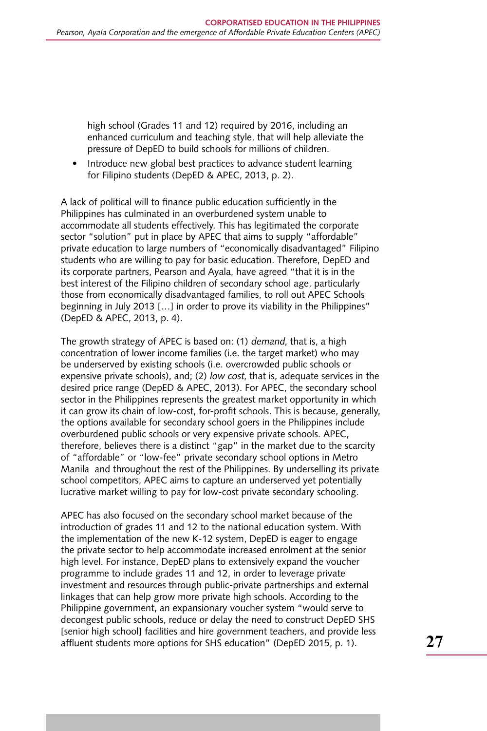high school (Grades 11 and 12) required by 2016, including an enhanced curriculum and teaching style, that will help alleviate the pressure of DepED to build schools for millions of children.

- Introduce new global best practices to advance student learning for Filipino students (DepED & APEC, 2013, p. 2).

A lack of political will to finance public education sufficiently in the Philippines has culminated in an overburdened system unable to accommodate all students effectively. This has legitimated the corporate sector "solution" put in place by APEC that aims to supply "affordable" private education to large numbers of "economically disadvantaged" Filipino students who are willing to pay for basic education. Therefore, DepED and its corporate partners, Pearson and Ayala, have agreed "that it is in the best interest of the Filipino children of secondary school age, particularly those from economically disadvantaged families, to roll out APEC Schools beginning in July 2013 […] in order to prove its viability in the Philippines" (DepED & APEC, 2013, p. 4).

The growth strategy of APEC is based on: (1) *demand*, that is, a high concentration of lower income families (i.e. the target market) who may be underserved by existing schools (i.e. overcrowded public schools or expensive private schools), and; (2) *low cost*, that is, adequate services in the desired price range (DepED & APEC, 2013). For APEC, the secondary school sector in the Philippines represents the greatest market opportunity in which it can grow its chain of low-cost, for-profit schools. This is because, generally, the options available for secondary school goers in the Philippines include overburdened public schools or very expensive private schools. APEC, therefore, believes there is a distinct "gap" in the market due to the scarcity of "affordable" or "low-fee" private secondary school options in Metro Manila and throughout the rest of the Philippines. By underselling its private school competitors, APEC aims to capture an underserved yet potentially lucrative market willing to pay for low-cost private secondary schooling.

APEC has also focused on the secondary school market because of the introduction of grades 11 and 12 to the national education system. With the implementation of the new K-12 system, DepED is eager to engage the private sector to help accommodate increased enrolment at the senior high level. For instance, DepED plans to extensively expand the voucher programme to include grades 11 and 12, in order to leverage private investment and resources through public-private partnerships and external linkages that can help grow more private high schools. According to the Philippine government, an expansionary voucher system "would serve to decongest public schools, reduce or delay the need to construct DepED SHS [senior high school] facilities and hire government teachers, and provide less affluent students more options for SHS education" (DepED 2015, p. 1).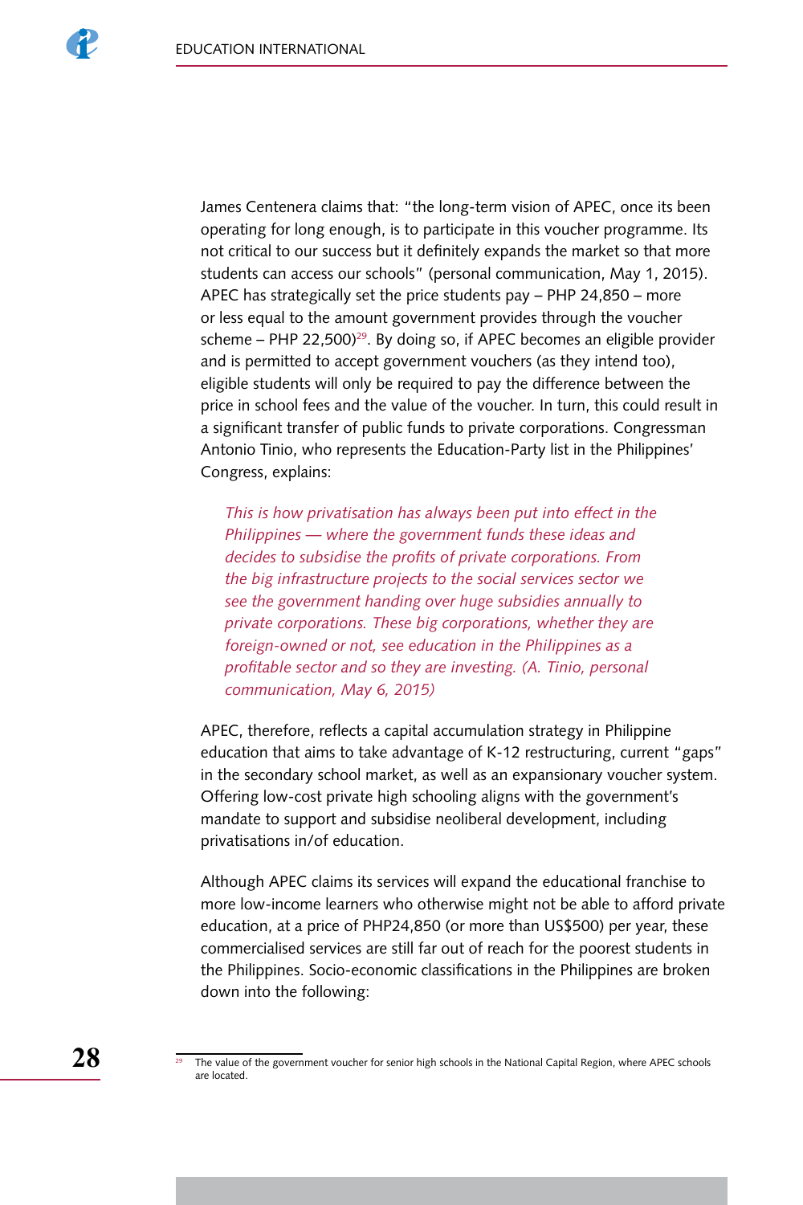James Centenera claims that: "the long-term vision of APEC, once its been operating for long enough, is to participate in this voucher programme. Its not critical to our success but it definitely expands the market so that more students can access our schools" (personal communication, May 1, 2015). APEC has strategically set the price students pay – PHP 24,850 – more or less equal to the amount government provides through the voucher scheme – PHP 22,500)[29]. By doing so, if APEC becomes an eligible provider and is permitted to accept government vouchers (as they intend too), eligible students will only be required to pay the difference between the price in school fees and the value of the voucher. In turn, this could result in a significant transfer of public funds to private corporations. Congressman Antonio Tinio, who represents the Education-Party list in the Philippines' Congress, explains:

> *This is how privatisation has always been put into effect in the Philippines — where the government funds these ideas and decides to subsidise the profits of private corporations. From the big infrastructure projects to the social services sector we see the government handing over huge subsidies annually to private corporations. These big corporations, whether they are foreign-owned or not, see education in the Philippines as a profitable sector and so they are investing. (A. Tinio, personal communication, May 6, 2015)*

APEC, therefore, reflects a capital accumulation strategy in Philippine education that aims to take advantage of K-12 restructuring, current "gaps" in the secondary school market, as well as an expansionary voucher system. Offering low-cost private high schooling aligns with the government's mandate to support and subsidise neoliberal development, including privatisations in/of education.

Although APEC claims its services will expand the educational franchise to more low-income learners who otherwise might not be able to afford private education, at a price of PHP24,850 (or more than US$500) per year, these commercialised services are still far out of reach for the poorest students in the Philippines. Socio-economic classifications in the Philippines are broken down into the following:

[29] The value of the government voucher for senior high schools in the National Capital Region, where APEC schools are located.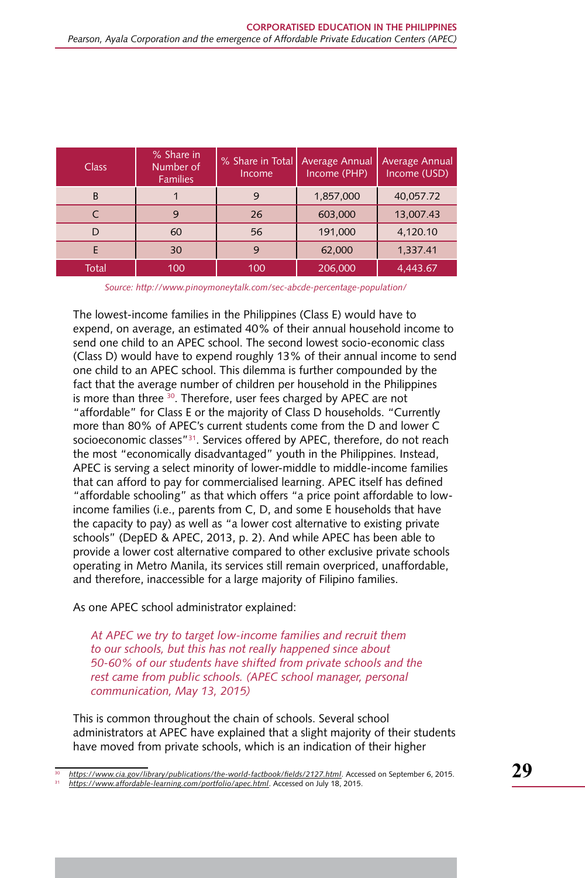| Class | % Share in Number of Families | % Share in Total Income | Average Annual Income (PHP) | Average Annual Income (USD) |
|---|---|---|---|---|
| B | 1 | 9 | 1,857,000 | 40,057.72 |
| C | 9 | 26 | 603,000 | 13,007.43 |
| D | 60 | 56 | 191,000 | 4,120.10 |
| E | 30 | 9 | 62,000 | 1,337.41 |
| Total | 100 | 100 | 206,000 | 4,443.67 |

*Source: http://www.pinoymoneytalk.com/sec-abcde-percentage-population/*

The lowest-income families in the Philippines (Class E) would have to expend, on average, an estimated 40% of their annual household income to send one child to an APEC school. The second lowest socio-economic class (Class D) would have to expend roughly 13% of their annual income to send one child to an APEC school. This dilemma is further compounded by the fact that the average number of children per household in the Philippines is more than three [30]. Therefore, user fees charged by APEC are not "affordable" for Class E or the majority of Class D households. "Currently more than 80% of APEC's current students come from the D and lower C socioeconomic classes"[31]. Services offered by APEC, therefore, do not reach the most "economically disadvantaged" youth in the Philippines. Instead, APEC is serving a select minority of lower-middle to middle-income families that can afford to pay for commercialised learning. APEC itself has defined "affordable schooling" as that which offers "a price point affordable to low-income families (i.e., parents from C, D, and some E households that have the capacity to pay) as well as "a lower cost alternative to existing private schools" (DepED & APEC, 2013, p. 2). And while APEC has been able to provide a lower cost alternative compared to other exclusive private schools operating in Metro Manila, its services still remain overpriced, unaffordable, and therefore, inaccessible for a large majority of Filipino families.

As one APEC school administrator explained:

> *At APEC we try to target low-income families and recruit them to our schools, but this has not really happened since about 50-60% of our students have shifted from private schools and the rest came from public schools. (APEC school manager, personal communication, May 13, 2015)*

This is common throughout the chain of schools. Several school administrators at APEC have explained that a slight majority of their students have moved from private schools, which is an indication of their higher

[30] https://www.cia.gov/library/publications/the-world-factbook/fields/2127.html. Accessed on September 6, 2015.

[31] https://www.affordable-learning.com/portfolio/apec.html. Accessed on July 18, 2015.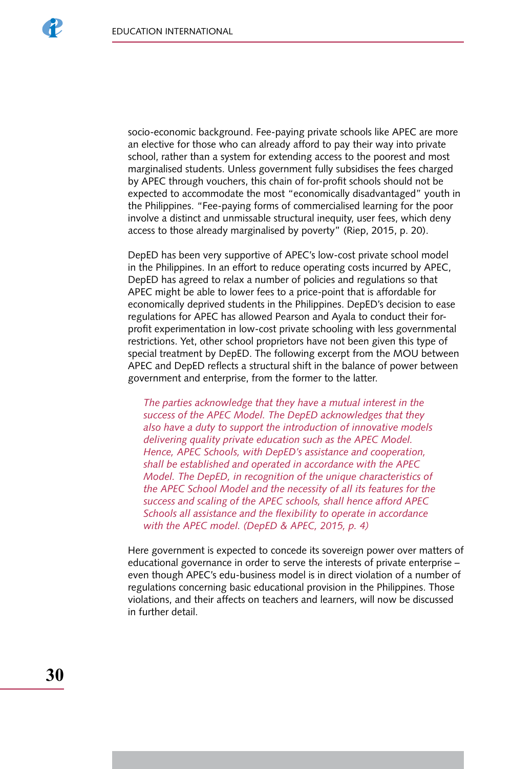socio-economic background. Fee-paying private schools like APEC are more an elective for those who can already afford to pay their way into private school, rather than a system for extending access to the poorest and most marginalised students. Unless government fully subsidises the fees charged by APEC through vouchers, this chain of for-profit schools should not be expected to accommodate the most "economically disadvantaged" youth in the Philippines. "Fee-paying forms of commercialised learning for the poor involve a distinct and unmissable structural inequity, user fees, which deny access to those already marginalised by poverty" (Riep, 2015, p. 20).

DepED has been very supportive of APEC's low-cost private school model in the Philippines. In an effort to reduce operating costs incurred by APEC, DepED has agreed to relax a number of policies and regulations so that APEC might be able to lower fees to a price-point that is affordable for economically deprived students in the Philippines. DepED's decision to ease regulations for APEC has allowed Pearson and Ayala to conduct their for-profit experimentation in low-cost private schooling with less governmental restrictions. Yet, other school proprietors have not been given this type of special treatment by DepED. The following excerpt from the MOU between APEC and DepED reflects a structural shift in the balance of power between government and enterprise, from the former to the latter.

> *The parties acknowledge that they have a mutual interest in the success of the APEC Model. The DepED acknowledges that they also have a duty to support the introduction of innovative models delivering quality private education such as the APEC Model. Hence, APEC Schools, with DepED's assistance and cooperation, shall be established and operated in accordance with the APEC Model. The DepED, in recognition of the unique characteristics of the APEC School Model and the necessity of all its features for the success and scaling of the APEC schools, shall hence afford APEC Schools all assistance and the flexibility to operate in accordance with the APEC model. (DepED & APEC, 2015, p. 4)*

Here government is expected to concede its sovereign power over matters of educational governance in order to serve the interests of private enterprise – even though APEC's edu-business model is in direct violation of a number of regulations concerning basic educational provision in the Philippines. Those violations, and their affects on teachers and learners, will now be discussed in further detail.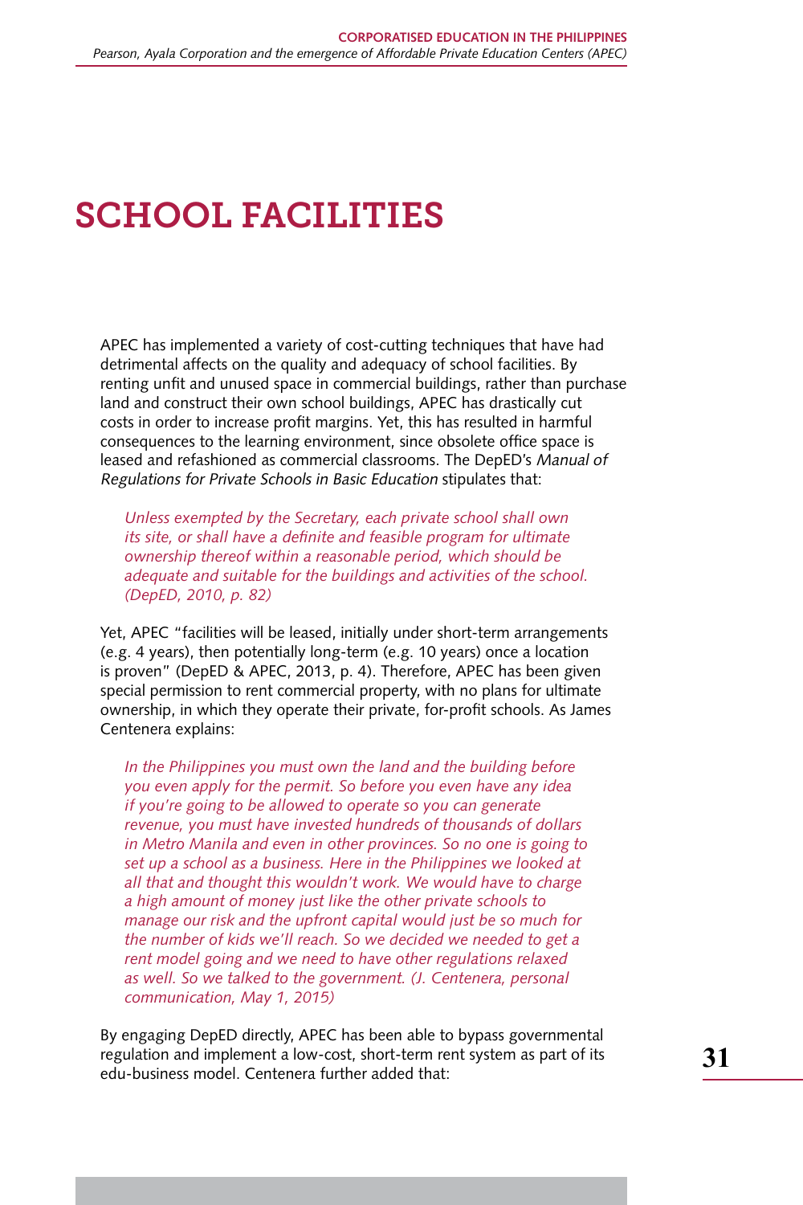# SCHOOL FACILITIES

APEC has implemented a variety of cost-cutting techniques that have had detrimental affects on the quality and adequacy of school facilities. By renting unfit and unused space in commercial buildings, rather than purchase land and construct their own school buildings, APEC has drastically cut costs in order to increase profit margins. Yet, this has resulted in harmful consequences to the learning environment, since obsolete office space is leased and refashioned as commercial classrooms. The DepED's *Manual of Regulations for Private Schools in Basic Education* stipulates that:

> *Unless exempted by the Secretary, each private school shall own its site, or shall have a definite and feasible program for ultimate ownership thereof within a reasonable period, which should be adequate and suitable for the buildings and activities of the school. (DepED, 2010, p. 82)*

Yet, APEC "facilities will be leased, initially under short-term arrangements (e.g. 4 years), then potentially long-term (e.g. 10 years) once a location is proven" (DepED & APEC, 2013, p. 4). Therefore, APEC has been given special permission to rent commercial property, with no plans for ultimate ownership, in which they operate their private, for-profit schools. As James Centenera explains:

> *In the Philippines you must own the land and the building before you even apply for the permit. So before you even have any idea if you're going to be allowed to operate so you can generate revenue, you must have invested hundreds of thousands of dollars in Metro Manila and even in other provinces. So no one is going to set up a school as a business. Here in the Philippines we looked at all that and thought this wouldn't work. We would have to charge a high amount of money just like the other private schools to manage our risk and the upfront capital would just be so much for the number of kids we'll reach. So we decided we needed to get a rent model going and we need to have other regulations relaxed as well. So we talked to the government. (J. Centenera, personal communication, May 1, 2015)*

By engaging DepED directly, APEC has been able to bypass governmental regulation and implement a low-cost, short-term rent system as part of its edu-business model. Centenera further added that: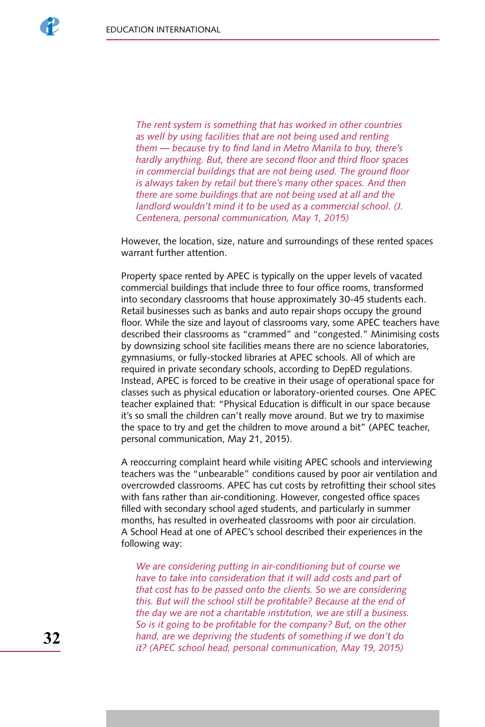> *The rent system is something that has worked in other countries as well by using facilities that are not being used and renting them — because try to find land in Metro Manila to buy, there's hardly anything. But, there are second floor and third floor spaces in commercial buildings that are not being used. The ground floor is always taken by retail but there's many other spaces. And then there are some buildings that are not being used at all and the landlord wouldn't mind it to be used as a commercial school. (J. Centenera, personal communication, May 1, 2015)*

However, the location, size, nature and surroundings of these rented spaces warrant further attention.

Property space rented by APEC is typically on the upper levels of vacated commercial buildings that include three to four office rooms, transformed into secondary classrooms that house approximately 30-45 students each. Retail businesses such as banks and auto repair shops occupy the ground floor. While the size and layout of classrooms vary, some APEC teachers have described their classrooms as "crammed" and "congested." Minimising costs by downsizing school site facilities means there are no science laboratories, gymnasiums, or fully-stocked libraries at APEC schools. All of which are required in private secondary schools, according to DepED regulations. Instead, APEC is forced to be creative in their usage of operational space for classes such as physical education or laboratory-oriented courses. One APEC teacher explained that: "Physical Education is difficult in our space because it's so small the children can't really move around. But we try to maximise the space to try and get the children to move around a bit" (APEC teacher, personal communication, May 21, 2015).

A reoccurring complaint heard while visiting APEC schools and interviewing teachers was the "unbearable" conditions caused by poor air ventilation and overcrowded classrooms. APEC has cut costs by retrofitting their school sites with fans rather than air-conditioning. However, congested office spaces filled with secondary school aged students, and particularly in summer months, has resulted in overheated classrooms with poor air circulation. A School Head at one of APEC's school described their experiences in the following way:

> *We are considering putting in air-conditioning but of course we have to take into consideration that it will add costs and part of that cost has to be passed onto the clients. So we are considering this. But will the school still be profitable? Because at the end of the day we are not a charitable institution, we are still a business. So is it going to be profitable for the company? But, on the other hand, are we depriving the students of something if we don't do it? (APEC school head, personal communication, May 19, 2015)*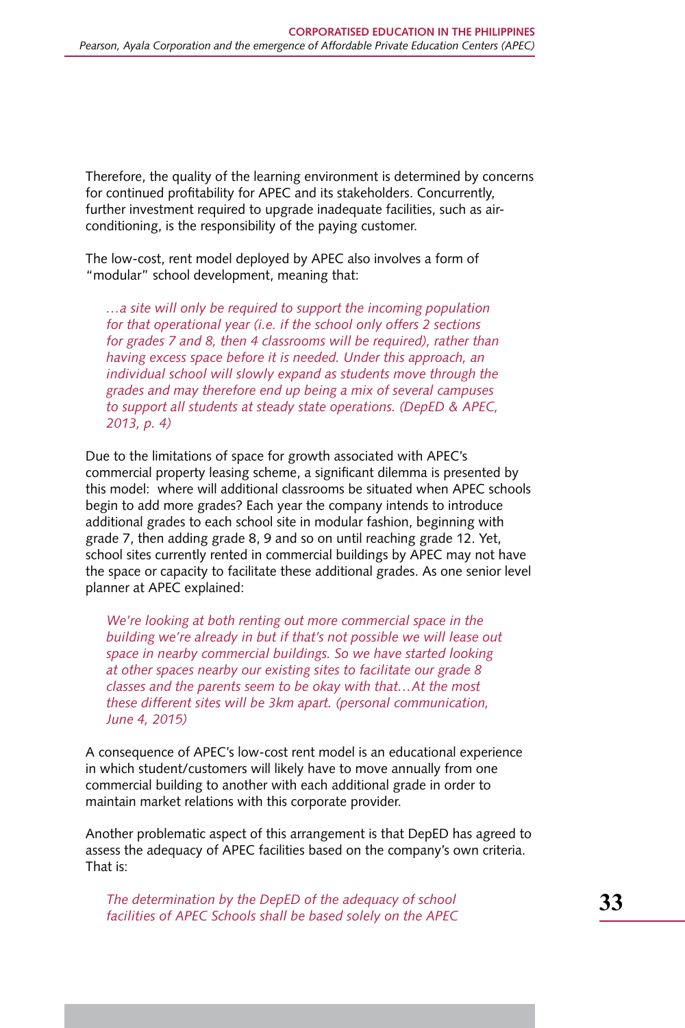Therefore, the quality of the learning environment is determined by concerns for continued profitability for APEC and its stakeholders. Concurrently, further investment required to upgrade inadequate facilities, such as air-conditioning, is the responsibility of the paying customer.

The low-cost, rent model deployed by APEC also involves a form of "modular" school development, meaning that:

> *…a site will only be required to support the incoming population for that operational year (i.e. if the school only offers 2 sections for grades 7 and 8, then 4 classrooms will be required), rather than having excess space before it is needed. Under this approach, an individual school will slowly expand as students move through the grades and may therefore end up being a mix of several campuses to support all students at steady state operations. (DepED & APEC, 2013, p. 4)*

Due to the limitations of space for growth associated with APEC's commercial property leasing scheme, a significant dilemma is presented by this model: where will additional classrooms be situated when APEC schools begin to add more grades? Each year the company intends to introduce additional grades to each school site in modular fashion, beginning with grade 7, then adding grade 8, 9 and so on until reaching grade 12. Yet, school sites currently rented in commercial buildings by APEC may not have the space or capacity to facilitate these additional grades. As one senior level planner at APEC explained:

> *We're looking at both renting out more commercial space in the building we're already in but if that's not possible we will lease out space in nearby commercial buildings. So we have started looking at other spaces nearby our existing sites to facilitate our grade 8 classes and the parents seem to be okay with that…At the most these different sites will be 3km apart. (personal communication, June 4, 2015)*

A consequence of APEC's low-cost rent model is an educational experience in which student/customers will likely have to move annually from one commercial building to another with each additional grade in order to maintain market relations with this corporate provider.

Another problematic aspect of this arrangement is that DepED has agreed to assess the adequacy of APEC facilities based on the company's own criteria. That is:

> *The determination by the DepED of the adequacy of school facilities of APEC Schools shall be based solely on the APEC*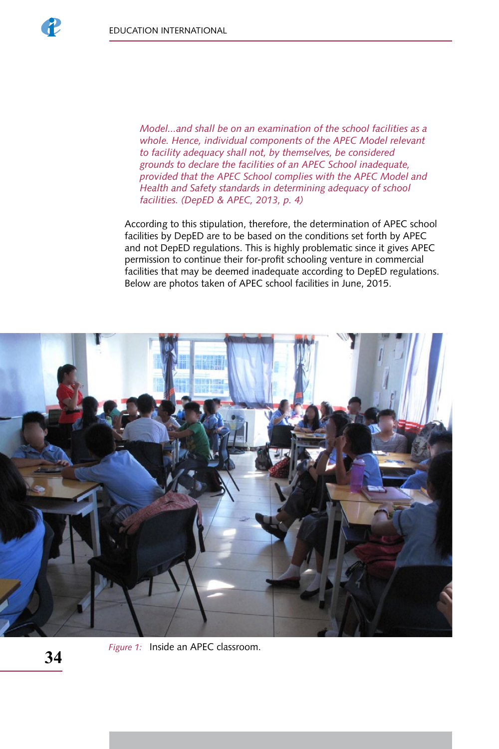*Model...and shall be on an examination of the school facilities as a whole. Hence, individual components of the APEC Model relevant to facility adequacy shall not, by themselves, be considered grounds to declare the facilities of an APEC School inadequate, provided that the APEC School complies with the APEC Model and Health and Safety standards in determining adequacy of school facilities. (DepED & APEC, 2013, p. 4)*

According to this stipulation, therefore, the determination of APEC school facilities by DepED are to be based on the conditions set forth by APEC and not DepED regulations. This is highly problematic since it gives APEC permission to continue their for-profit schooling venture in commercial facilities that may be deemed inadequate according to DepED regulations. Below are photos taken of APEC school facilities in June, 2015.

*Figure 1:* Inside an APEC classroom.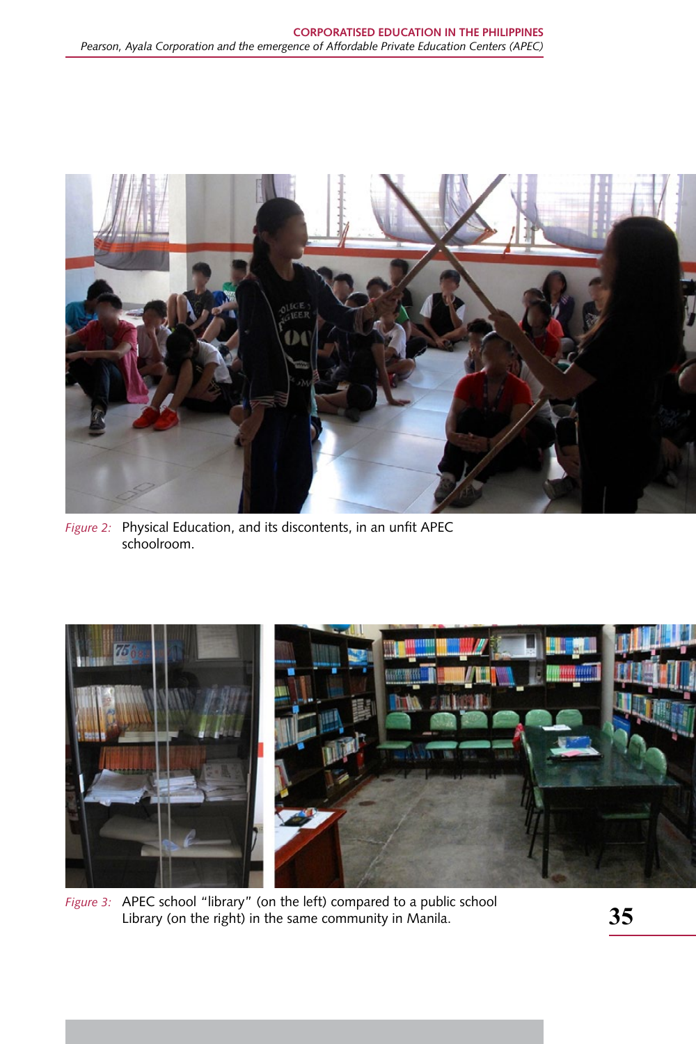*Figure 2:* Physical Education, and its discontents, in an unfit APEC schoolroom.

*Figure 3:* APEC school "library" (on the left) compared to a public school Library (on the right) in the same community in Manila.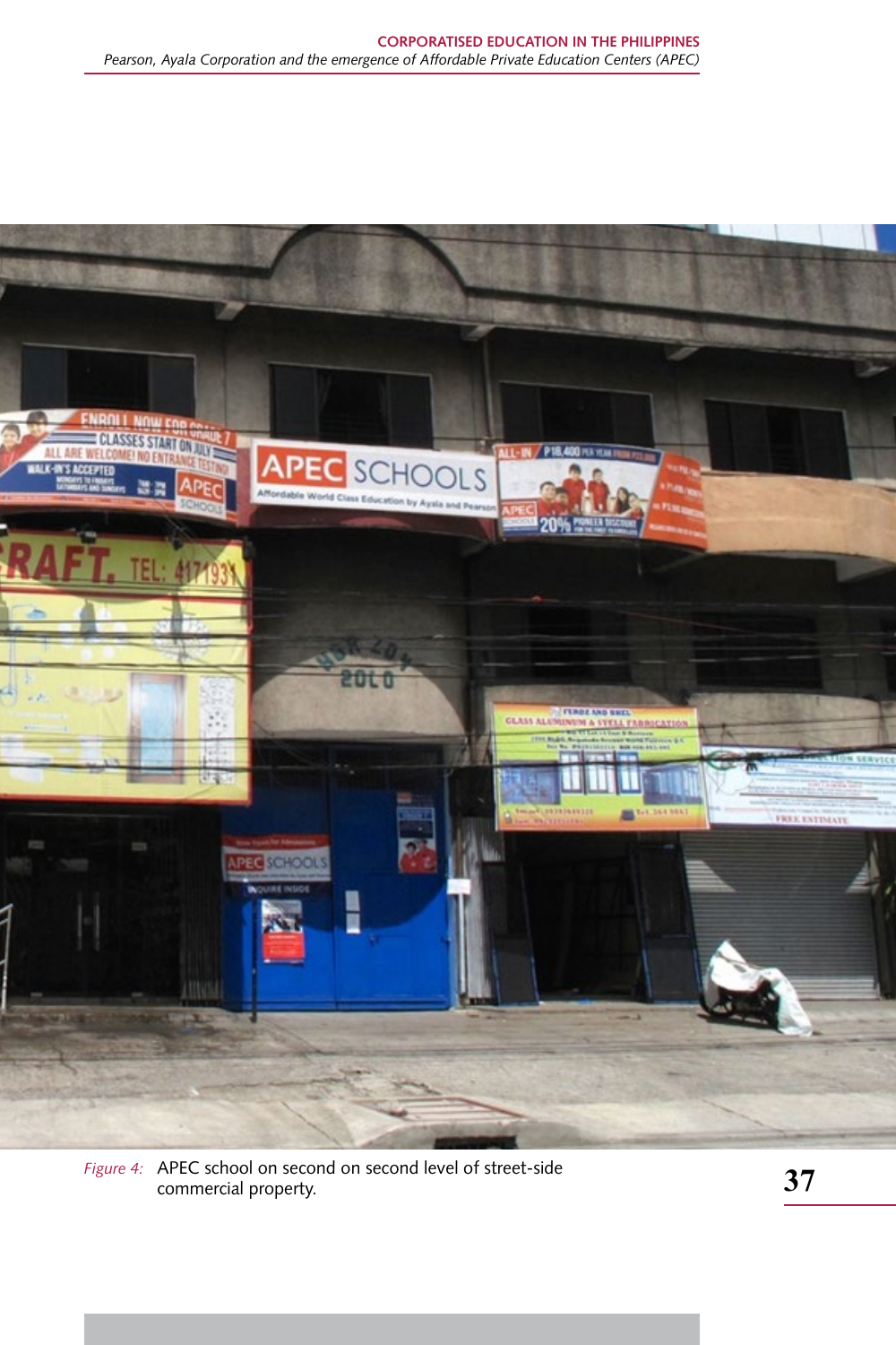*Figure 4:* APEC school on second on second level of street-side commercial property.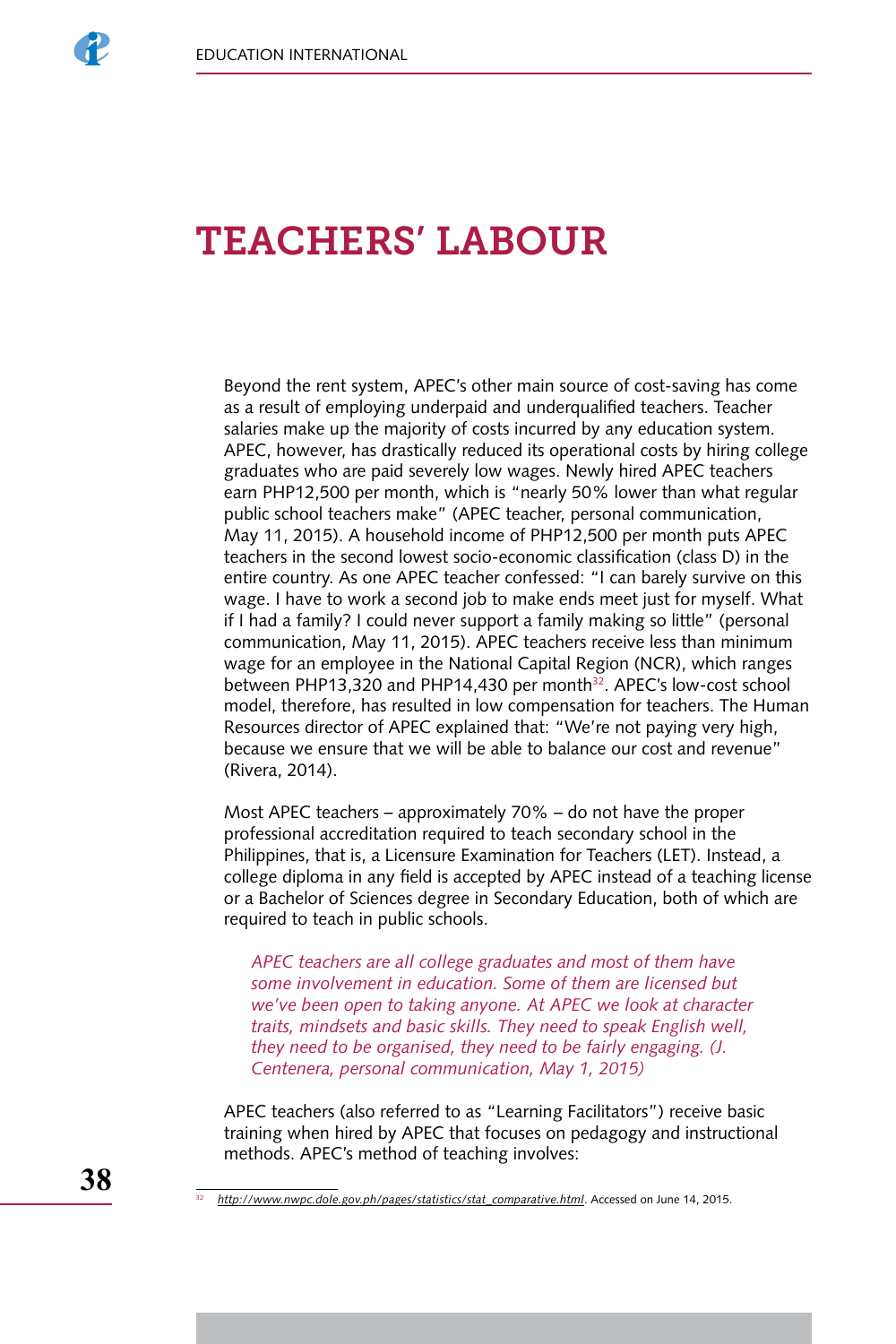# TEACHERS' LABOUR

Beyond the rent system, APEC's other main source of cost-saving has come as a result of employing underpaid and underqualified teachers. Teacher salaries make up the majority of costs incurred by any education system. APEC, however, has drastically reduced its operational costs by hiring college graduates who are paid severely low wages. Newly hired APEC teachers earn PHP12,500 per month, which is "nearly 50% lower than what regular public school teachers make" (APEC teacher, personal communication, May 11, 2015). A household income of PHP12,500 per month puts APEC teachers in the second lowest socio-economic classification (class D) in the entire country. As one APEC teacher confessed: "I can barely survive on this wage. I have to work a second job to make ends meet just for myself. What if I had a family? I could never support a family making so little" (personal communication, May 11, 2015). APEC teachers receive less than minimum wage for an employee in the National Capital Region (NCR), which ranges between PHP13,320 and PHP14,430 per month[32]. APEC's low-cost school model, therefore, has resulted in low compensation for teachers. The Human Resources director of APEC explained that: "We're not paying very high, because we ensure that we will be able to balance our cost and revenue" (Rivera, 2014).

Most APEC teachers – approximately 70% – do not have the proper professional accreditation required to teach secondary school in the Philippines, that is, a Licensure Examination for Teachers (LET). Instead, a college diploma in any field is accepted by APEC instead of a teaching license or a Bachelor of Sciences degree in Secondary Education, both of which are required to teach in public schools.

> *APEC teachers are all college graduates and most of them have some involvement in education. Some of them are licensed but we've been open to taking anyone. At APEC we look at character traits, mindsets and basic skills. They need to speak English well, they need to be organised, they need to be fairly engaging. (J. Centenera, personal communication, May 1, 2015)*

APEC teachers (also referred to as "Learning Facilitators") receive basic training when hired by APEC that focuses on pedagogy and instructional methods. APEC's method of teaching involves:

---

[32] http://www.nwpc.dole.gov.ph/pages/statistics/stat_comparative.html. Accessed on June 14, 2015.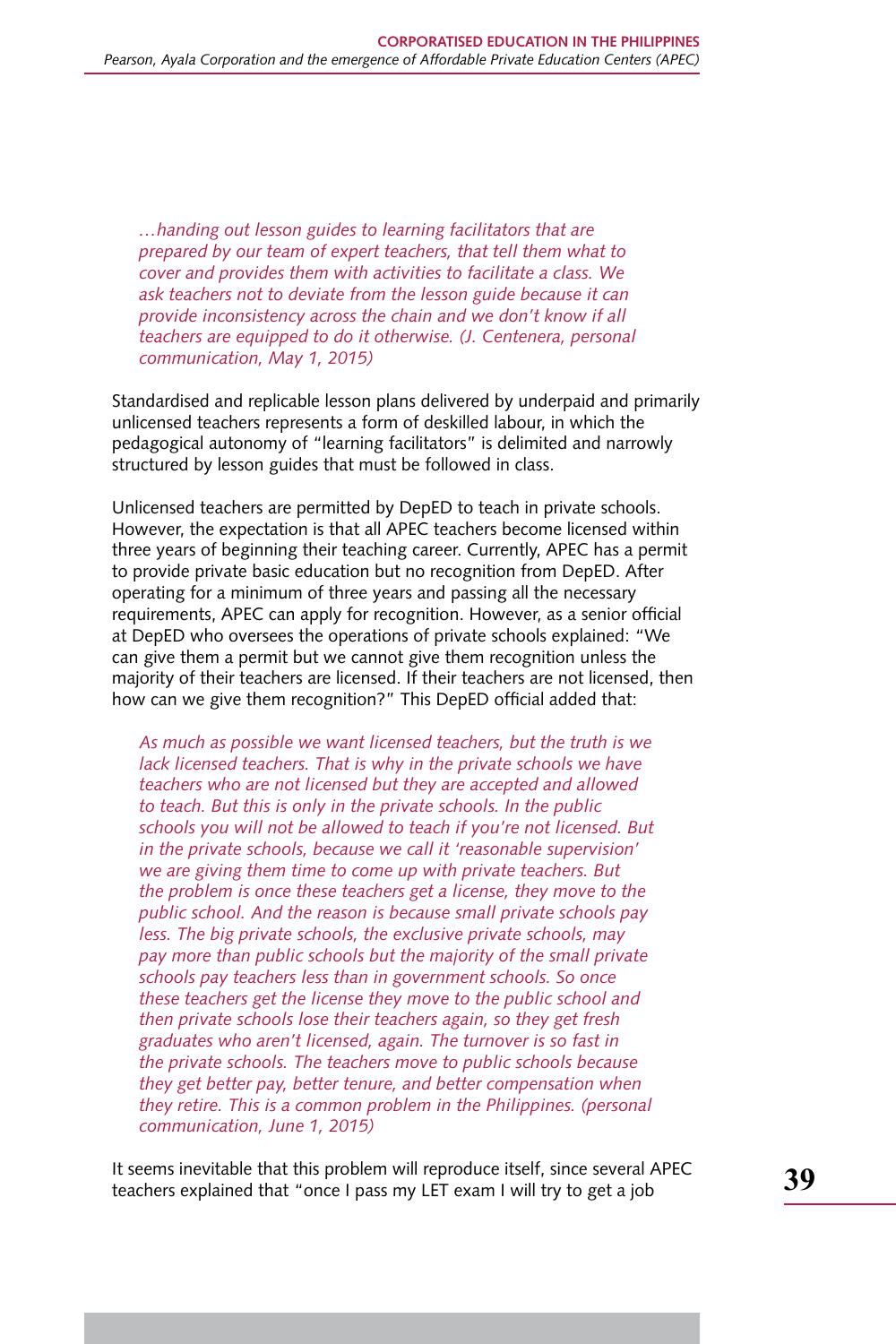*…handing out lesson guides to learning facilitators that are prepared by our team of expert teachers, that tell them what to cover and provides them with activities to facilitate a class. We ask teachers not to deviate from the lesson guide because it can provide inconsistency across the chain and we don't know if all teachers are equipped to do it otherwise. (J. Centenera, personal communication, May 1, 2015)*

Standardised and replicable lesson plans delivered by underpaid and primarily unlicensed teachers represents a form of deskilled labour, in which the pedagogical autonomy of "learning facilitators" is delimited and narrowly structured by lesson guides that must be followed in class.

Unlicensed teachers are permitted by DepED to teach in private schools. However, the expectation is that all APEC teachers become licensed within three years of beginning their teaching career. Currently, APEC has a permit to provide private basic education but no recognition from DepED. After operating for a minimum of three years and passing all the necessary requirements, APEC can apply for recognition. However, as a senior official at DepED who oversees the operations of private schools explained: "We can give them a permit but we cannot give them recognition unless the majority of their teachers are licensed. If their teachers are not licensed, then how can we give them recognition?" This DepED official added that:

*As much as possible we want licensed teachers, but the truth is we lack licensed teachers. That is why in the private schools we have teachers who are not licensed but they are accepted and allowed to teach. But this is only in the private schools. In the public schools you will not be allowed to teach if you're not licensed. But in the private schools, because we call it 'reasonable supervision' we are giving them time to come up with private teachers. But the problem is once these teachers get a license, they move to the public school. And the reason is because small private schools pay less. The big private schools, the exclusive private schools, may pay more than public schools but the majority of the small private schools pay teachers less than in government schools. So once these teachers get the license they move to the public school and then private schools lose their teachers again, so they get fresh graduates who aren't licensed, again. The turnover is so fast in the private schools. The teachers move to public schools because they get better pay, better tenure, and better compensation when they retire. This is a common problem in the Philippines. (personal communication, June 1, 2015)*

It seems inevitable that this problem will reproduce itself, since several APEC teachers explained that "once I pass my LET exam I will try to get a job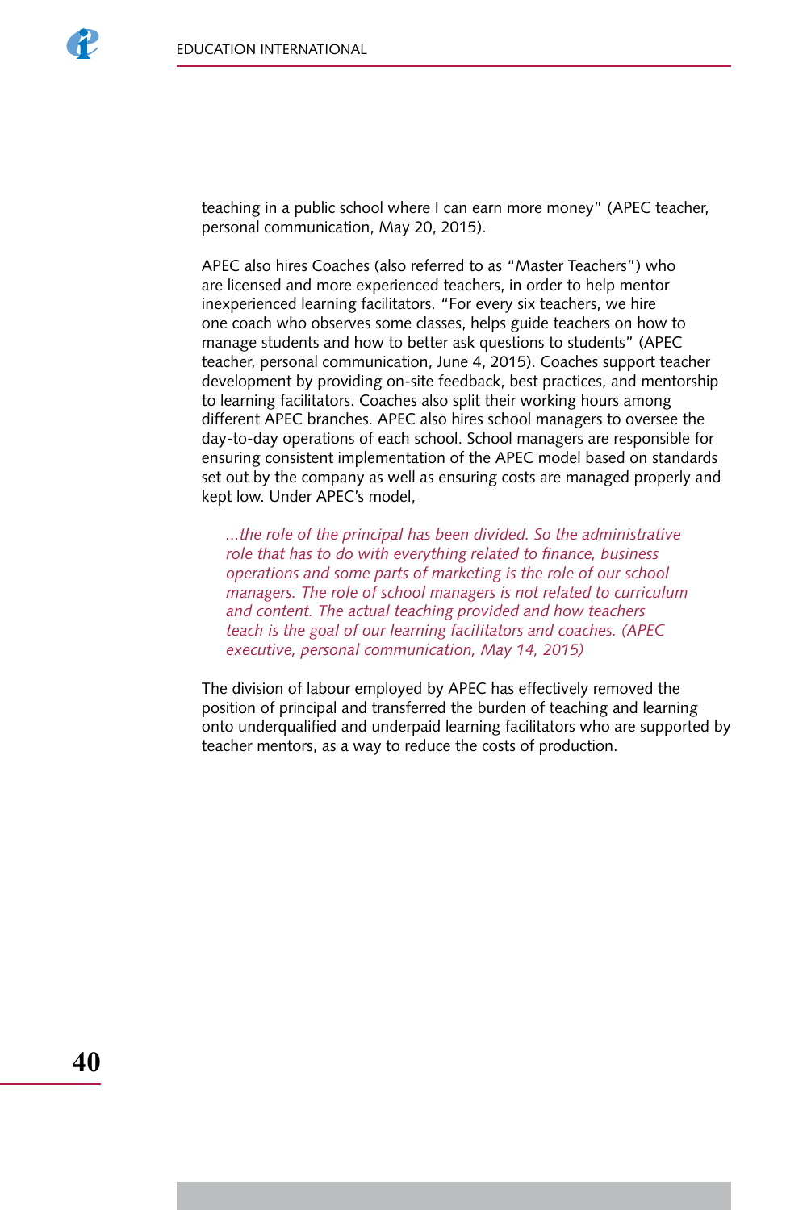teaching in a public school where I can earn more money" (APEC teacher, personal communication, May 20, 2015).

APEC also hires Coaches (also referred to as "Master Teachers") who are licensed and more experienced teachers, in order to help mentor inexperienced learning facilitators. "For every six teachers, we hire one coach who observes some classes, helps guide teachers on how to manage students and how to better ask questions to students" (APEC teacher, personal communication, June 4, 2015). Coaches support teacher development by providing on-site feedback, best practices, and mentorship to learning facilitators. Coaches also split their working hours among different APEC branches. APEC also hires school managers to oversee the day-to-day operations of each school. School managers are responsible for ensuring consistent implementation of the APEC model based on standards set out by the company as well as ensuring costs are managed properly and kept low. Under APEC's model,

> *...the role of the principal has been divided. So the administrative role that has to do with everything related to finance, business operations and some parts of marketing is the role of our school managers. The role of school managers is not related to curriculum and content. The actual teaching provided and how teachers teach is the goal of our learning facilitators and coaches. (APEC executive, personal communication, May 14, 2015)*

The division of labour employed by APEC has effectively removed the position of principal and transferred the burden of teaching and learning onto underqualified and underpaid learning facilitators who are supported by teacher mentors, as a way to reduce the costs of production.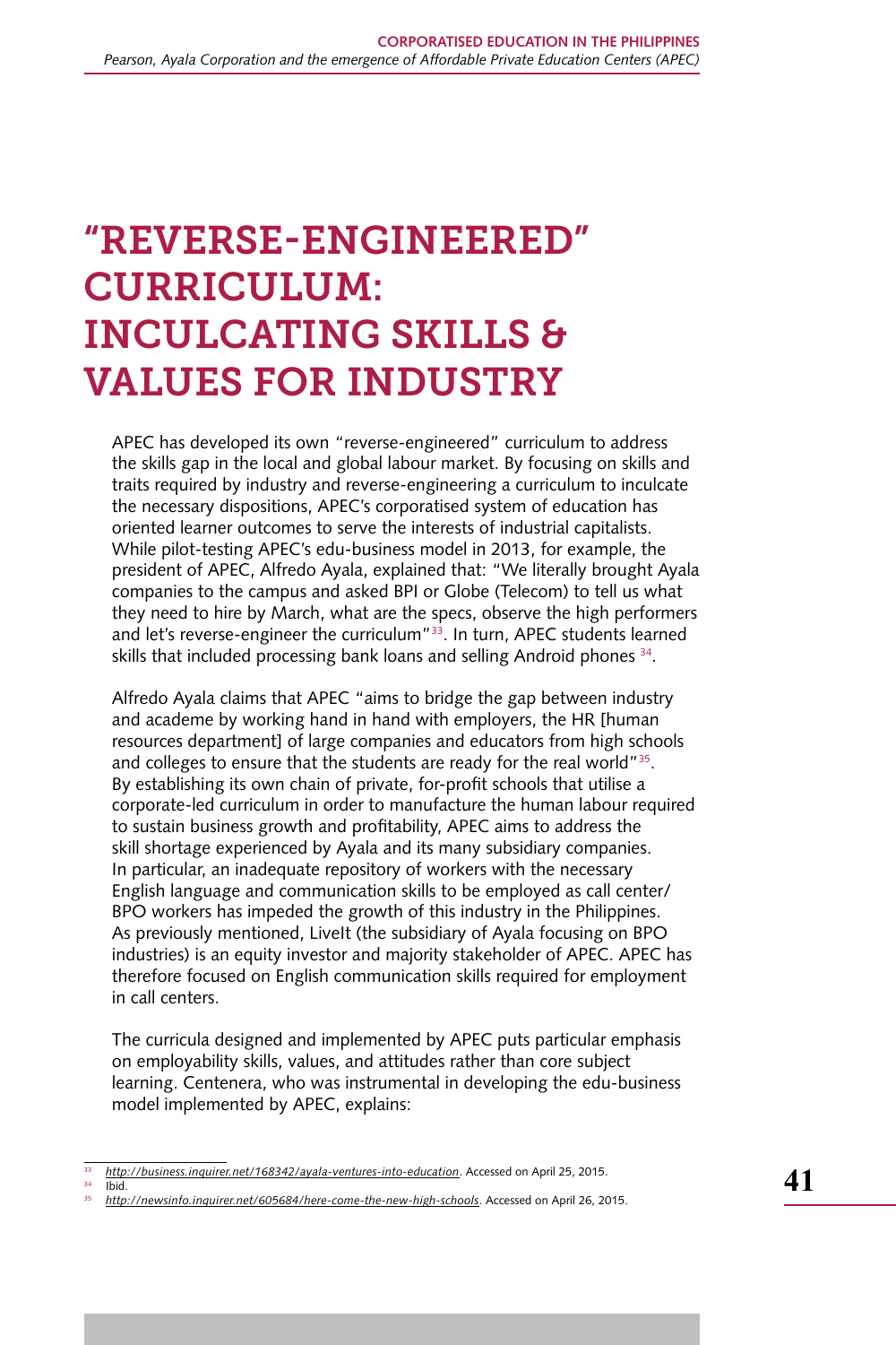# "REVERSE-ENGINEERED" CURRICULUM: INCULCATING SKILLS & VALUES FOR INDUSTRY

APEC has developed its own "reverse-engineered" curriculum to address the skills gap in the local and global labour market. By focusing on skills and traits required by industry and reverse-engineering a curriculum to inculcate the necessary dispositions, APEC's corporatised system of education has oriented learner outcomes to serve the interests of industrial capitalists. While pilot-testing APEC's edu-business model in 2013, for example, the president of APEC, Alfredo Ayala, explained that: "We literally brought Ayala companies to the campus and asked BPI or Globe (Telecom) to tell us what they need to hire by March, what are the specs, observe the high performers and let's reverse-engineer the curriculum"[33]. In turn, APEC students learned skills that included processing bank loans and selling Android phones [34].

Alfredo Ayala claims that APEC "aims to bridge the gap between industry and academe by working hand in hand with employers, the HR [human resources department] of large companies and educators from high schools and colleges to ensure that the students are ready for the real world"[35]. By establishing its own chain of private, for-profit schools that utilise a corporate-led curriculum in order to manufacture the human labour required to sustain business growth and profitability, APEC aims to address the skill shortage experienced by Ayala and its many subsidiary companies. In particular, an inadequate repository of workers with the necessary English language and communication skills to be employed as call center/ BPO workers has impeded the growth of this industry in the Philippines. As previously mentioned, LiveIt (the subsidiary of Ayala focusing on BPO industries) is an equity investor and majority stakeholder of APEC. APEC has therefore focused on English communication skills required for employment in call centers.

The curricula designed and implemented by APEC puts particular emphasis on employability skills, values, and attitudes rather than core subject learning. Centenera, who was instrumental in developing the edu-business model implemented by APEC, explains:

---

[33] *http://business.inquirer.net/168342/ayala-ventures-into-education*. Accessed on April 25, 2015.

[34] Ibid.

[35] *http://newsinfo.inquirer.net/605684/here-come-the-new-high-schools*. Accessed on April 26, 2015.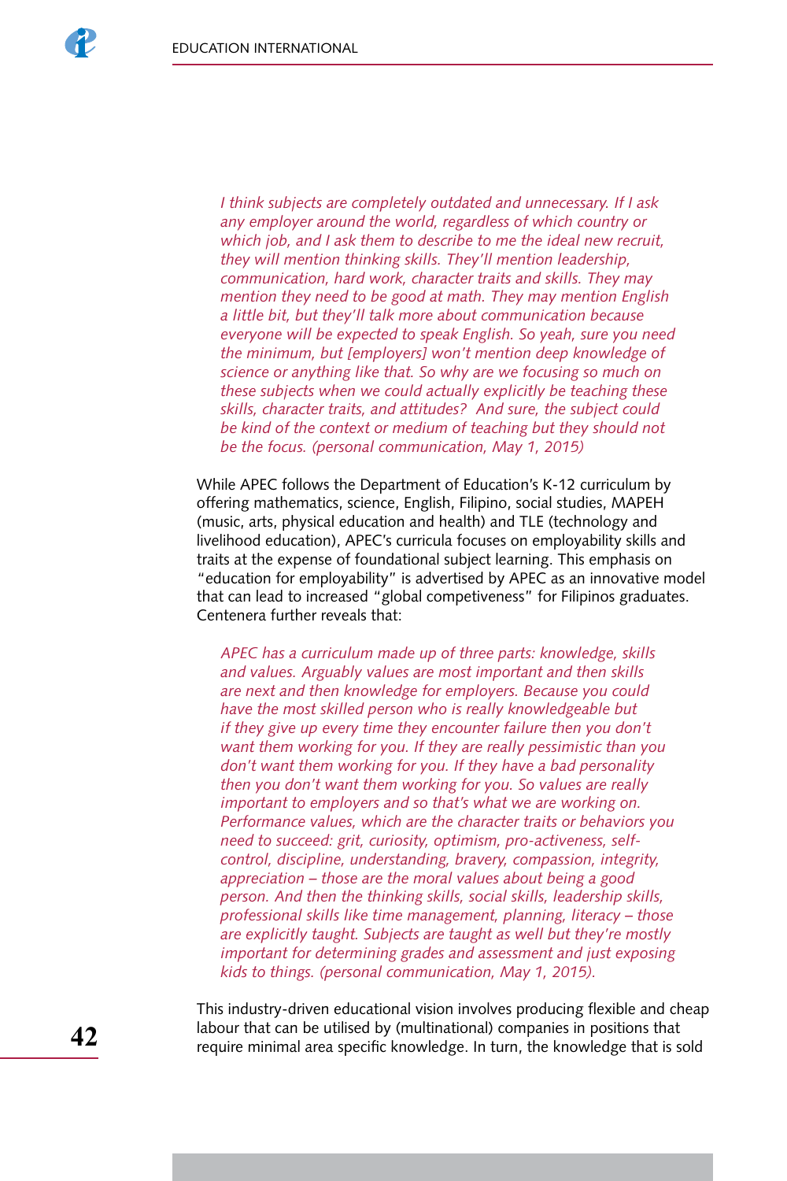> *I think subjects are completely outdated and unnecessary. If I ask any employer around the world, regardless of which country or which job, and I ask them to describe to me the ideal new recruit, they will mention thinking skills. They'll mention leadership, communication, hard work, character traits and skills. They may mention they need to be good at math. They may mention English a little bit, but they'll talk more about communication because everyone will be expected to speak English. So yeah, sure you need the minimum, but [employers] won't mention deep knowledge of science or anything like that. So why are we focusing so much on these subjects when we could actually explicitly be teaching these skills, character traits, and attitudes? And sure, the subject could be kind of the context or medium of teaching but they should not be the focus. (personal communication, May 1, 2015)*

While APEC follows the Department of Education's K-12 curriculum by offering mathematics, science, English, Filipino, social studies, MAPEH (music, arts, physical education and health) and TLE (technology and livelihood education), APEC's curricula focuses on employability skills and traits at the expense of foundational subject learning. This emphasis on "education for employability" is advertised by APEC as an innovative model that can lead to increased "global competiveness" for Filipinos graduates. Centenera further reveals that:

> *APEC has a curriculum made up of three parts: knowledge, skills and values. Arguably values are most important and then skills are next and then knowledge for employers. Because you could have the most skilled person who is really knowledgeable but if they give up every time they encounter failure then you don't want them working for you. If they are really pessimistic than you don't want them working for you. If they have a bad personality then you don't want them working for you. So values are really important to employers and so that's what we are working on. Performance values, which are the character traits or behaviors you need to succeed: grit, curiosity, optimism, pro-activeness, self-control, discipline, understanding, bravery, compassion, integrity, appreciation – those are the moral values about being a good person. And then the thinking skills, social skills, leadership skills, professional skills like time management, planning, literacy – those are explicitly taught. Subjects are taught as well but they're mostly important for determining grades and assessment and just exposing kids to things. (personal communication, May 1, 2015).*

This industry-driven educational vision involves producing flexible and cheap labour that can be utilised by (multinational) companies in positions that require minimal area specific knowledge. In turn, the knowledge that is sold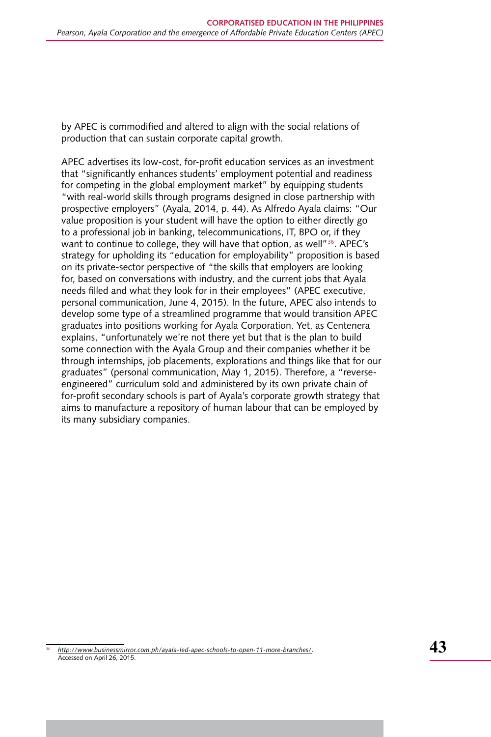by APEC is commodified and altered to align with the social relations of production that can sustain corporate capital growth.

APEC advertises its low-cost, for-profit education services as an investment that "significantly enhances students' employment potential and readiness for competing in the global employment market" by equipping students "with real-world skills through programs designed in close partnership with prospective employers" (Ayala, 2014, p. 44). As Alfredo Ayala claims: "Our value proposition is your student will have the option to either directly go to a professional job in banking, telecommunications, IT, BPO or, if they want to continue to college, they will have that option, as well"[36]. APEC's strategy for upholding its "education for employability" proposition is based on its private-sector perspective of "the skills that employers are looking for, based on conversations with industry, and the current jobs that Ayala needs filled and what they look for in their employees" (APEC executive, personal communication, June 4, 2015). In the future, APEC also intends to develop some type of a streamlined programme that would transition APEC graduates into positions working for Ayala Corporation. Yet, as Centenera explains, "unfortunately we're not there yet but that is the plan to build some connection with the Ayala Group and their companies whether it be through internships, job placements, explorations and things like that for our graduates" (personal communication, May 1, 2015). Therefore, a "reverse-engineered" curriculum sold and administered by its own private chain of for-profit secondary schools is part of Ayala's corporate growth strategy that aims to manufacture a repository of human labour that can be employed by its many subsidiary companies.

[36] *http://www.businessmirror.com.ph/ayala-led-apec-schools-to-open-11-more-branches/*. Accessed on April 26, 2015.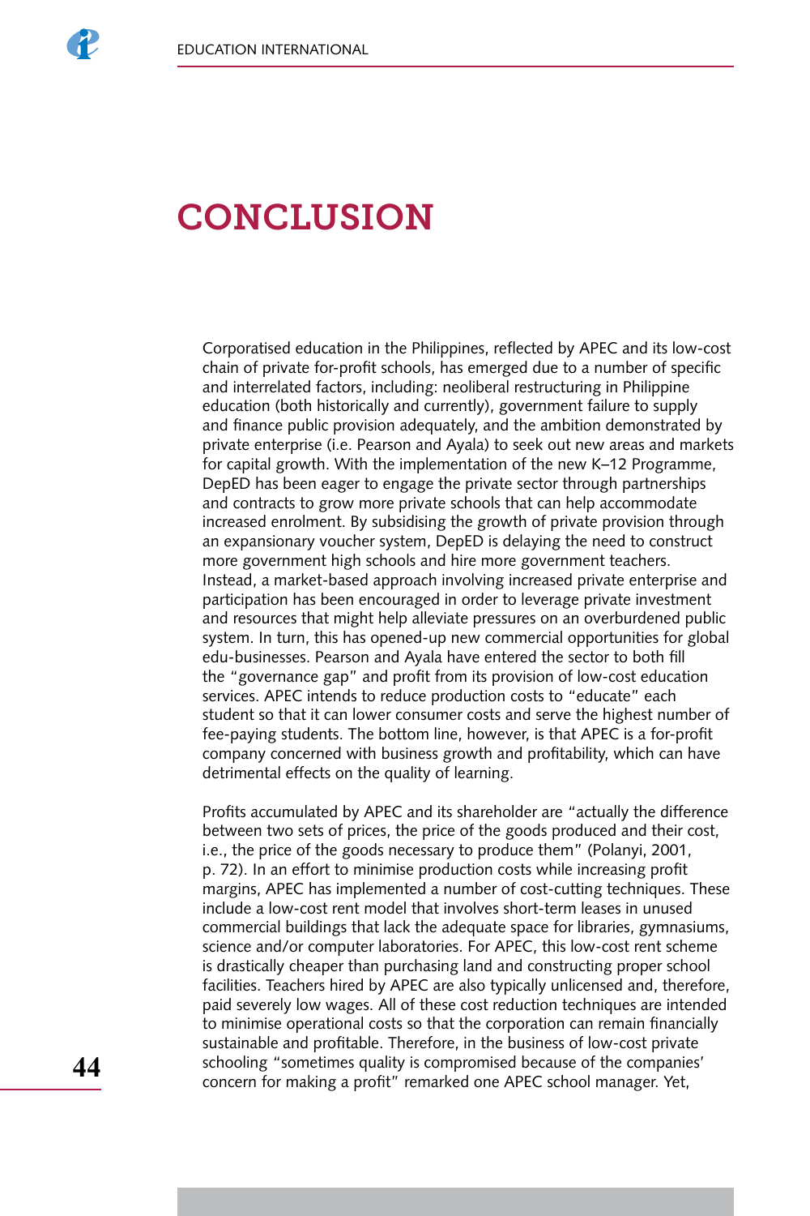# CONCLUSION

Corporatised education in the Philippines, reflected by APEC and its low-cost chain of private for-profit schools, has emerged due to a number of specific and interrelated factors, including: neoliberal restructuring in Philippine education (both historically and currently), government failure to supply and finance public provision adequately, and the ambition demonstrated by private enterprise (i.e. Pearson and Ayala) to seek out new areas and markets for capital growth. With the implementation of the new K–12 Programme, DepED has been eager to engage the private sector through partnerships and contracts to grow more private schools that can help accommodate increased enrolment. By subsidising the growth of private provision through an expansionary voucher system, DepED is delaying the need to construct more government high schools and hire more government teachers. Instead, a market-based approach involving increased private enterprise and participation has been encouraged in order to leverage private investment and resources that might help alleviate pressures on an overburdened public system. In turn, this has opened-up new commercial opportunities for global edu-businesses. Pearson and Ayala have entered the sector to both fill the "governance gap" and profit from its provision of low-cost education services. APEC intends to reduce production costs to "educate" each student so that it can lower consumer costs and serve the highest number of fee-paying students. The bottom line, however, is that APEC is a for-profit company concerned with business growth and profitability, which can have detrimental effects on the quality of learning.

Profits accumulated by APEC and its shareholder are "actually the difference between two sets of prices, the price of the goods produced and their cost, i.e., the price of the goods necessary to produce them" (Polanyi, 2001, p. 72). In an effort to minimise production costs while increasing profit margins, APEC has implemented a number of cost-cutting techniques. These include a low-cost rent model that involves short-term leases in unused commercial buildings that lack the adequate space for libraries, gymnasiums, science and/or computer laboratories. For APEC, this low-cost rent scheme is drastically cheaper than purchasing land and constructing proper school facilities. Teachers hired by APEC are also typically unlicensed and, therefore, paid severely low wages. All of these cost reduction techniques are intended to minimise operational costs so that the corporation can remain financially sustainable and profitable. Therefore, in the business of low-cost private schooling "sometimes quality is compromised because of the companies' concern for making a profit" remarked one APEC school manager. Yet,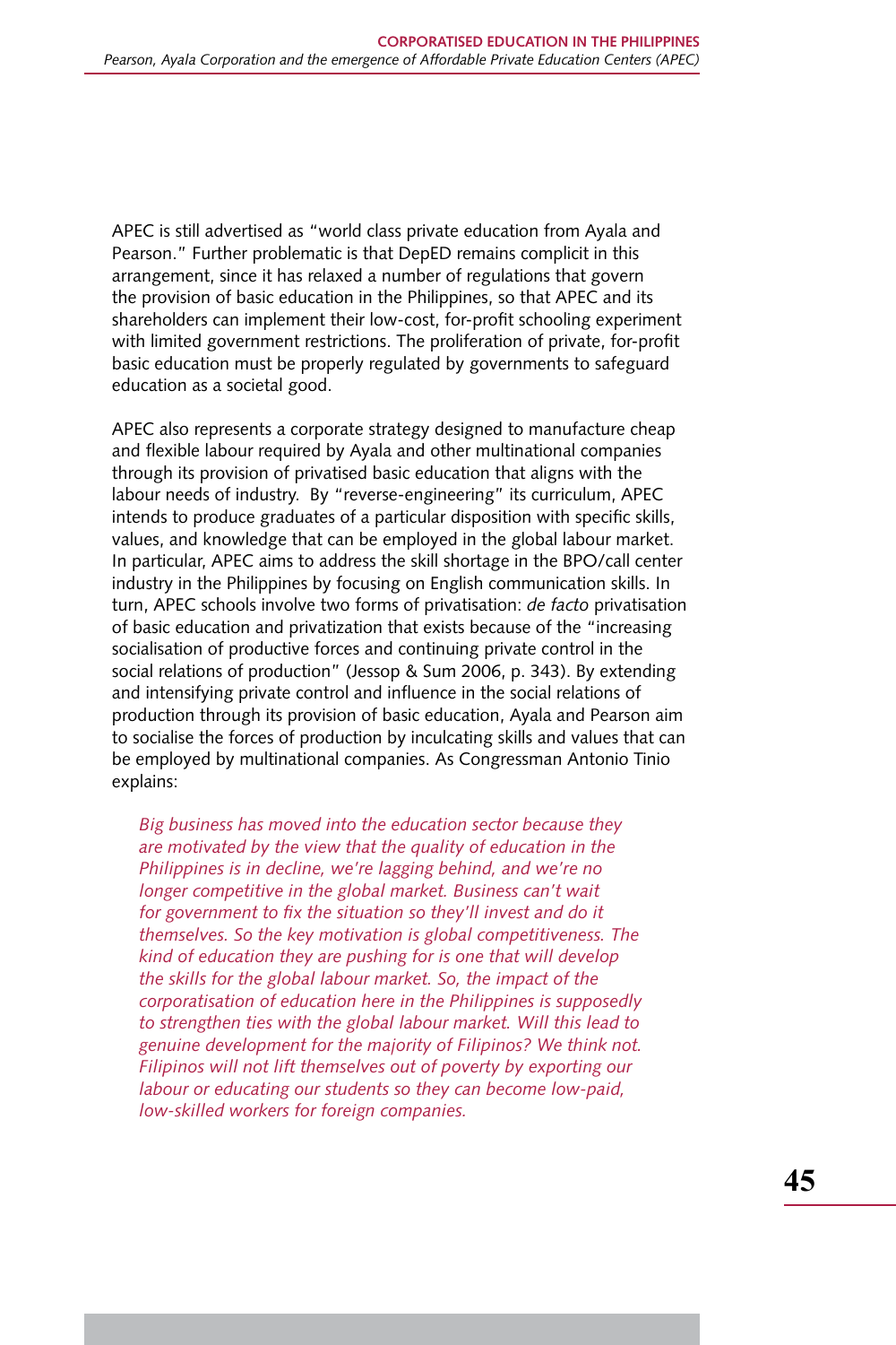APEC is still advertised as "world class private education from Ayala and Pearson." Further problematic is that DepED remains complicit in this arrangement, since it has relaxed a number of regulations that govern the provision of basic education in the Philippines, so that APEC and its shareholders can implement their low-cost, for-profit schooling experiment with limited government restrictions. The proliferation of private, for-profit basic education must be properly regulated by governments to safeguard education as a societal good.

APEC also represents a corporate strategy designed to manufacture cheap and flexible labour required by Ayala and other multinational companies through its provision of privatised basic education that aligns with the labour needs of industry. By "reverse-engineering" its curriculum, APEC intends to produce graduates of a particular disposition with specific skills, values, and knowledge that can be employed in the global labour market. In particular, APEC aims to address the skill shortage in the BPO/call center industry in the Philippines by focusing on English communication skills. In turn, APEC schools involve two forms of privatisation: *de facto* privatisation of basic education and privatization that exists because of the "increasing socialisation of productive forces and continuing private control in the social relations of production" (Jessop & Sum 2006, p. 343). By extending and intensifying private control and influence in the social relations of production through its provision of basic education, Ayala and Pearson aim to socialise the forces of production by inculcating skills and values that can be employed by multinational companies. As Congressman Antonio Tinio explains:

> *Big business has moved into the education sector because they are motivated by the view that the quality of education in the Philippines is in decline, we're lagging behind, and we're no longer competitive in the global market. Business can't wait for government to fix the situation so they'll invest and do it themselves. So the key motivation is global competitiveness. The kind of education they are pushing for is one that will develop the skills for the global labour market. So, the impact of the corporatisation of education here in the Philippines is supposedly to strengthen ties with the global labour market. Will this lead to genuine development for the majority of Filipinos? We think not. Filipinos will not lift themselves out of poverty by exporting our labour or educating our students so they can become low-paid, low-skilled workers for foreign companies.*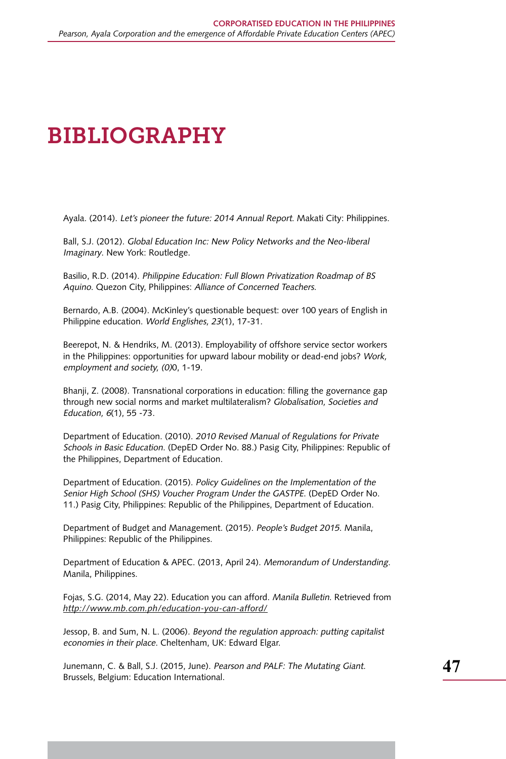# BIBLIOGRAPHY

Ayala. (2014). *Let's pioneer the future: 2014 Annual Report*. Makati City: Philippines.

Ball, S.J. (2012). *Global Education Inc: New Policy Networks and the Neo-liberal Imaginary*. New York: Routledge.

Basilio, R.D. (2014). *Philippine Education: Full Blown Privatization Roadmap of BS Aquino*. Quezon City, Philippines: *Alliance of Concerned Teachers*.

Bernardo, A.B. (2004). McKinley's questionable bequest: over 100 years of English in Philippine education. *World Englishes, 23*(1), 17-31.

Beerepot, N. & Hendriks, M. (2013). Employability of offshore service sector workers in the Philippines: opportunities for upward labour mobility or dead-end jobs? *Work, employment and society, (0)*0, 1-19.

Bhanji, Z. (2008). Transnational corporations in education: filling the governance gap through new social norms and market multilateralism? *Globalisation, Societies and Education, 6*(1), 55 -73.

Department of Education. (2010). *2010 Revised Manual of Regulations for Private Schools in Basic Education*. (DepED Order No. 88.) Pasig City, Philippines: Republic of the Philippines, Department of Education.

Department of Education. (2015). *Policy Guidelines on the Implementation of the Senior High School (SHS) Voucher Program Under the GASTPE*. (DepED Order No. 11.) Pasig City, Philippines: Republic of the Philippines, Department of Education.

Department of Budget and Management. (2015). *People's Budget 2015*. Manila, Philippines: Republic of the Philippines.

Department of Education & APEC. (2013, April 24). *Memorandum of Understanding*. Manila, Philippines.

Fojas, S.G. (2014, May 22). Education you can afford. *Manila Bulletin*. Retrieved from *http://www.mb.com.ph/education-you-can-afford/*

Jessop, B. and Sum, N. L. (2006). *Beyond the regulation approach: putting capitalist economies in their place*. Cheltenham, UK: Edward Elgar.

Junemann, C. & Ball, S.J. (2015, June). *Pearson and PALF: The Mutating Giant*. Brussels, Belgium: Education International.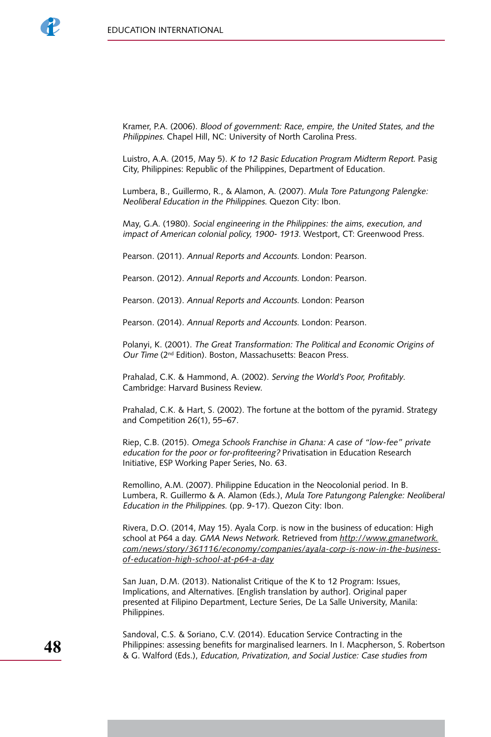Kramer, P.A. (2006). *Blood of government: Race, empire, the United States, and the Philippines*. Chapel Hill, NC: University of North Carolina Press.

Luistro, A.A. (2015, May 5). *K to 12 Basic Education Program Midterm Report*. Pasig City, Philippines: Republic of the Philippines, Department of Education.

Lumbera, B., Guillermo, R., & Alamon, A. (2007). *Mula Tore Patungong Palengke: Neoliberal Education in the Philippines.* Quezon City: Ibon.

May, G.A. (1980). *Social engineering in the Philippines: the aims, execution, and impact of American colonial policy, 1900- 1913*. Westport, CT: Greenwood Press.

Pearson. (2011). *Annual Reports and Accounts.* London: Pearson.

Pearson. (2012). *Annual Reports and Accounts.* London: Pearson.

Pearson. (2013). *Annual Reports and Accounts.* London: Pearson

Pearson. (2014). *Annual Reports and Accounts.* London: Pearson.

Polanyi, K. (2001). *The Great Transformation: The Political and Economic Origins of Our Time* (2nd Edition). Boston, Massachusetts: Beacon Press.

Prahalad, C.K. & Hammond, A. (2002). *Serving the World's Poor, Profitably.* Cambridge: Harvard Business Review.

Prahalad, C.K. & Hart, S. (2002). The fortune at the bottom of the pyramid. Strategy and Competition 26(1), 55–67.

Riep, C.B. (2015). *Omega Schools Franchise in Ghana: A case of "low-fee" private education for the poor or for-profiteering?* Privatisation in Education Research Initiative, ESP Working Paper Series, No. 63.

Remollino, A.M. (2007). Philippine Education in the Neocolonial period. In B. Lumbera, R. Guillermo & A. Alamon (Eds.), *Mula Tore Patungong Palengke: Neoliberal Education in the Philippines.* (pp. 9-17). Quezon City: Ibon.

Rivera, D.O. (2014, May 15). Ayala Corp. is now in the business of education: High school at P64 a day. *GMA News Network.* Retrieved from http://www.gmanetwork.com/news/story/361116/economy/companies/ayala-corp-is-now-in-the-business-of-education-high-school-at-p64-a-day

San Juan, D.M. (2013). Nationalist Critique of the K to 12 Program: Issues, Implications, and Alternatives. [English translation by author]. Original paper presented at Filipino Department, Lecture Series, De La Salle University, Manila: Philippines.

Sandoval, C.S. & Soriano, C.V. (2014). Education Service Contracting in the Philippines: assessing benefits for marginalised learners. In I. Macpherson, S. Robertson & G. Walford (Eds.), *Education, Privatization, and Social Justice: Case studies from*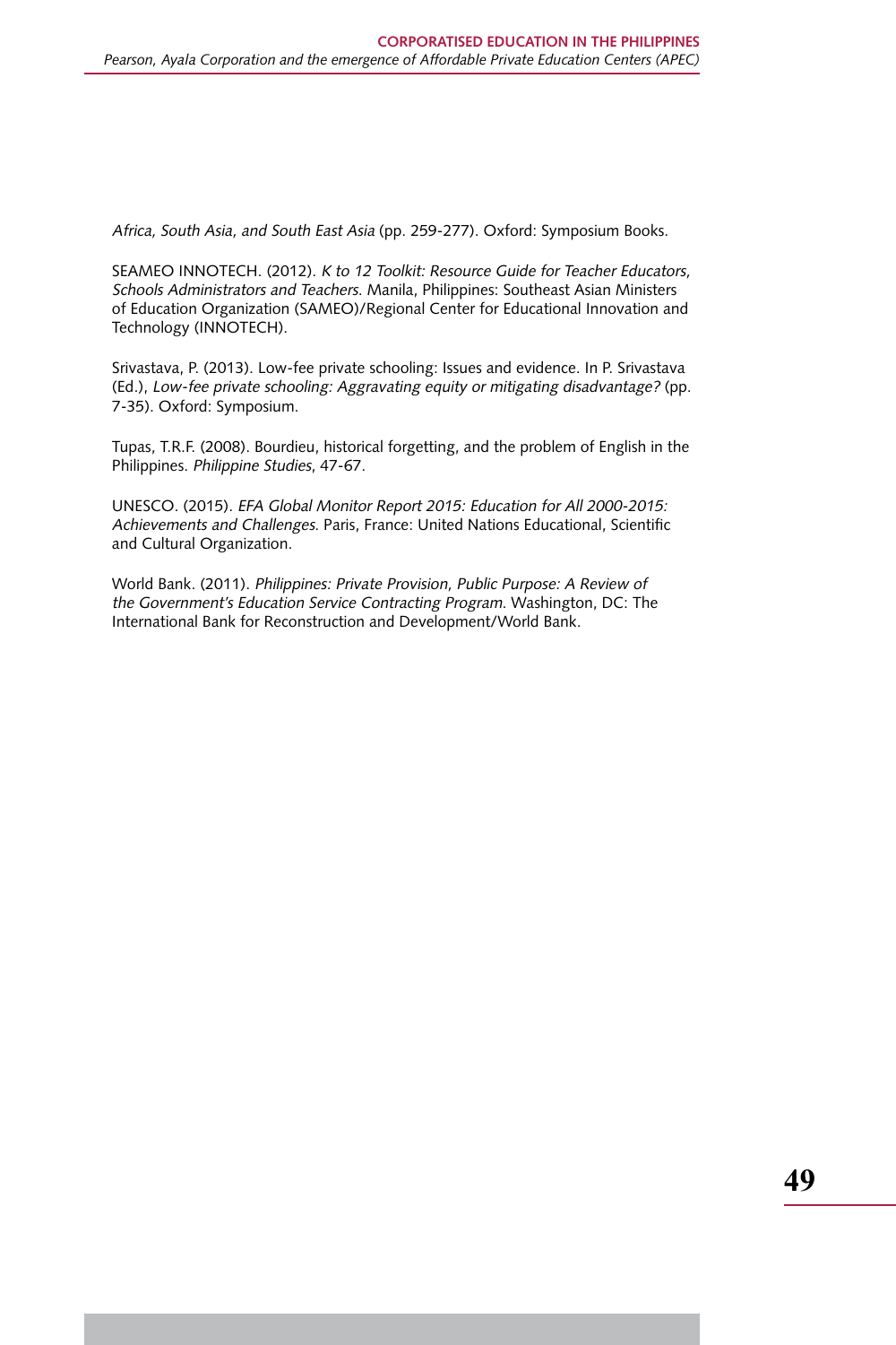*Africa, South Asia, and South East Asia* (pp. 259-277). Oxford: Symposium Books.

SEAMEO INNOTECH. (2012). *K to 12 Toolkit: Resource Guide for Teacher Educators, Schools Administrators and Teachers.* Manila, Philippines: Southeast Asian Ministers of Education Organization (SAMEO)/Regional Center for Educational Innovation and Technology (INNOTECH).

Srivastava, P. (2013). Low-fee private schooling: Issues and evidence. In P. Srivastava (Ed.), *Low-fee private schooling: Aggravating equity or mitigating disadvantage?* (pp. 7-35). Oxford: Symposium.

Tupas, T.R.F. (2008). Bourdieu, historical forgetting, and the problem of English in the Philippines. *Philippine Studies*, 47-67.

UNESCO. (2015). *EFA Global Monitor Report 2015: Education for All 2000-2015: Achievements and Challenges.* Paris, France: United Nations Educational, Scientific and Cultural Organization.

World Bank. (2011). *Philippines: Private Provision, Public Purpose: A Review of the Government's Education Service Contracting Program.* Washington, DC: The International Bank for Reconstruction and Development/World Bank.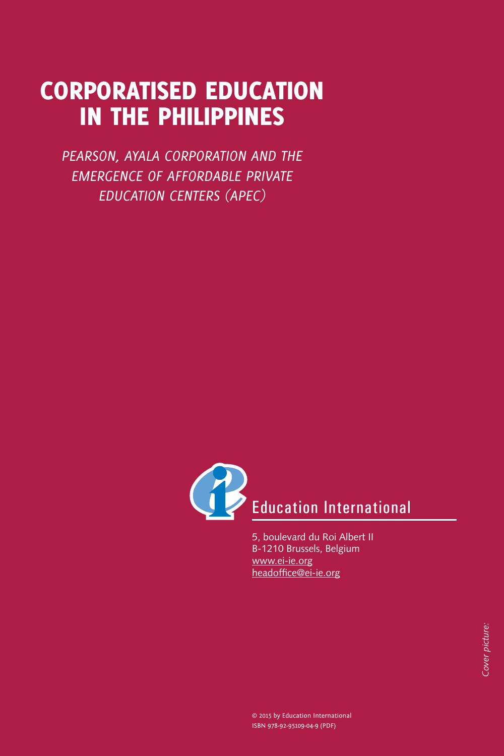# CORPORATISED EDUCATION IN THE PHILIPPINES

*PEARSON, AYALA CORPORATION AND THE EMERGENCE OF AFFORDABLE PRIVATE EDUCATION CENTERS (APEC)*

Education International

5, boulevard du Roi Albert II
B-1210 Brussels, Belgium
www.ei-ie.org
headoffice@ei-ie.org

*Cover picture:*

© 2015 by Education International
ISBN 978-92-95109-04-9 (PDF)